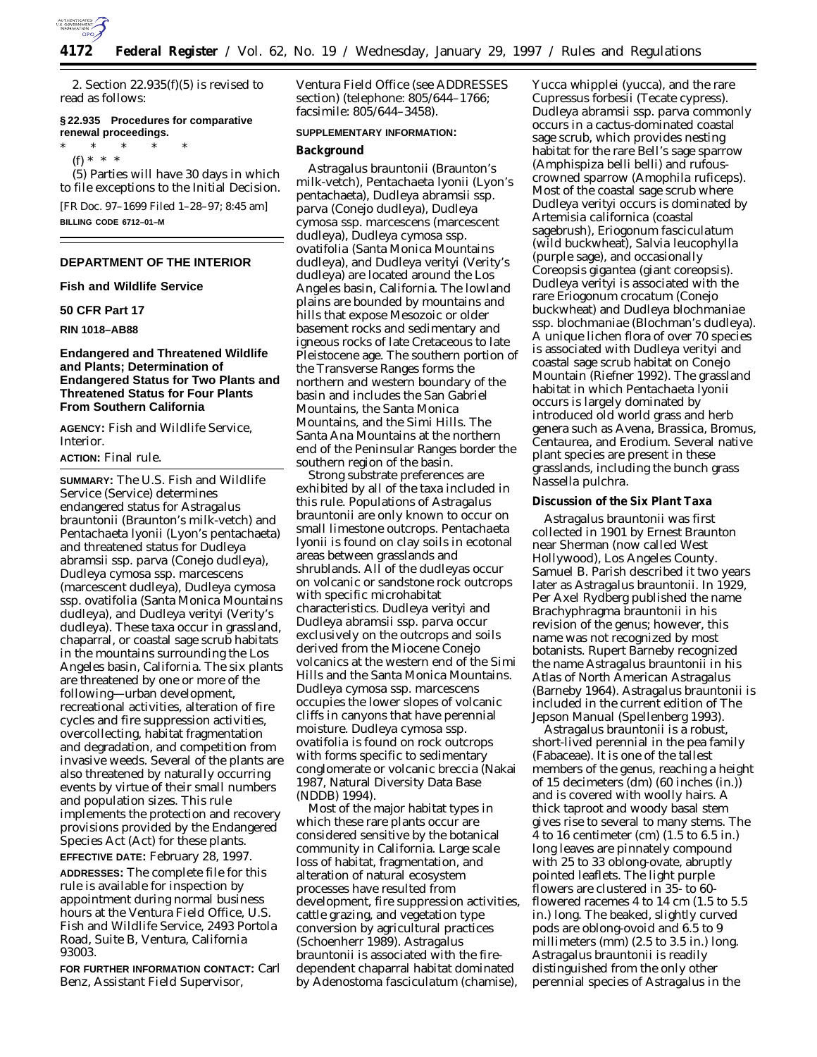2. Section 22.935(f)(5) is revised to read as follows:

**§ 22.935 Procedures for comparative renewal proceedings.**

\* \* \* \* \*

(f) \* \* \*

(5) Parties will have 30 days in which to file exceptions to the Initial Decision.

[FR Doc. 97–1699 Filed 1–28–97; 8:45 am]

**BILLING CODE 6712–01–M**

---

## DEPARTMENT OF THE INTERIOR

### Fish and Wildlife Service

### 50 CFR Part 17

**RIN 1018–AB88**

## Endangered and Threatened Wildlife and Plants; Determination of Endangered Status for Two Plants and Threatened Status for Four Plants From Southern California

**AGENCY:** Fish and Wildlife Service, Interior.

**ACTION:** Final rule.

**SUMMARY:** The U.S. Fish and Wildlife Service (Service) determines endangered status for *Astragalus brauntonii* (Braunton's milk-vetch) and *Pentachaeta lyonii* (Lyon's pentachaeta) and threatened status for *Dudleya abramsii* ssp. *parva* (Conejo dudleya), *Dudleya cymosa* ssp. *marcescens* (marcescent dudleya), *Dudleya cymosa* ssp. *ovatifolia* (Santa Monica Mountains dudleya), and *Dudleya verityi* (Verity's dudleya). These taxa occur in grassland, chaparral, or coastal sage scrub habitats in the mountains surrounding the Los Angeles basin, California. The six plants are threatened by one or more of the following—urban development, recreational activities, alteration of fire cycles and fire suppression activities, overcollecting, habitat fragmentation and degradation, and competition from invasive weeds. Several of the plants are also threatened by naturally occurring events by virtue of their small numbers and population sizes. This rule implements the protection and recovery provisions provided by the Endangered Species Act (Act) for these plants.

**EFFECTIVE DATE:** February 28, 1997.

**ADDRESSES:** The complete file for this rule is available for inspection by appointment during normal business hours at the Ventura Field Office, U.S. Fish and Wildlife Service, 2493 Portola Road, Suite B, Ventura, California 93003.

**FOR FURTHER INFORMATION CONTACT:** Carl Benz, Assistant Field Supervisor, Ventura Field Office (see ADDRESSES section) (telephone: 805/644–1766; facsimile: 805/644–3458).

**SUPPLEMENTARY INFORMATION:**

### Background

*Astragalus brauntonii* (Braunton's milk-vetch), *Pentachaeta lyonii* (Lyon's pentachaeta), *Dudleya abramsii* ssp. *parva* (Conejo dudleya), *Dudleya cymosa* ssp. *marcescens* (marcescent dudleya), *Dudleya cymosa* ssp. *ovatifolia* (Santa Monica Mountains dudleya), and *Dudleya verityi* (Verity's dudleya) are located around the Los Angeles basin, California. The lowland plains are bounded by mountains and hills that expose Mesozoic or older basement rocks and sedimentary and igneous rocks of late Cretaceous to late Pleistocene age. The southern portion of the Transverse Ranges forms the northern and western boundary of the basin and includes the San Gabriel Mountains, the Santa Monica Mountains, and the Simi Hills. The Santa Ana Mountains at the northern end of the Peninsular Ranges border the southern region of the basin.

Strong substrate preferences are exhibited by all of the taxa included in this rule. Populations of *Astragalus brauntonii* are only known to occur on small limestone outcrops. *Pentachaeta lyonii* is found on clay soils in ecotonal areas between grasslands and shrublands. All of the dudleyas occur on volcanic or sandstone rock outcrops with specific microhabitat characteristics. *Dudleya verityi* and *Dudleya abramsii* ssp. *parva* occur exclusively on the outcrops and soils derived from the Miocene Conejo volcanics at the western end of the Simi Hills and the Santa Monica Mountains. *Dudleya cymosa* ssp. *marcescens* occupies the lower slopes of volcanic cliffs in canyons that have perennial moisture. *Dudleya cymosa* ssp. *ovatifolia* is found on rock outcrops with forms specific to sedimentary conglomerate or volcanic breccia (Nakai 1987, Natural Diversity Data Base (NDDB) 1994).

Most of the major habitat types in which these rare plants occur are considered sensitive by the botanical community in California. Large scale loss of habitat, fragmentation, and alteration of natural ecosystem processes have resulted from development, fire suppression activities, cattle grazing, and vegetation type conversion by agricultural practices (Schoenherr 1989). *Astragalus brauntonii* is associated with the fire-dependent chaparral habitat dominated by *Adenostoma fasciculatum* (chamise), *Yucca whipplei* (yucca), and the rare *Cupressus forbesii* (Tecate cypress). *Dudleya abramsii* ssp. *parva* commonly occurs in a cactus-dominated coastal sage scrub, which provides nesting habitat for the rare Bell's sage sparrow (*Amphispiza belli belli*) and rufous-crowned sparrow (*Amophila ruficeps*). Most of the coastal sage scrub where *Dudleya verityi* occurs is dominated by *Artemisia californica* (coastal sagebrush), *Eriogonum fasciculatum* (wild buckwheat), *Salvia leucophylla* (purple sage), and occasionally *Coreopsis gigantea* (giant coreopsis). *Dudleya verityi* is associated with the rare *Eriogonum crocatum* (Conejo buckwheat) and *Dudleya blochmaniae* ssp. *blochmaniae* (Blochman's dudleya). A unique lichen flora of over 70 species is associated with *Dudleya verityi* and coastal sage scrub habitat on Conejo Mountain (Riefner 1992). The grassland habitat in which *Pentachaeta lyonii* occurs is largely dominated by introduced old world grass and herb genera such as *Avena*, *Brassica*, *Bromus*, *Centaurea*, and *Erodium*. Several native plant species are present in these grasslands, including the bunch grass *Nassella pulchra*.

### Discussion of the Six Plant Taxa

*Astragalus brauntonii* was first collected in 1901 by Ernest Braunton near Sherman (now called West Hollywood), Los Angeles County. Samuel B. Parish described it two years later as *Astragalus brauntonii*. In 1929, Per Axel Rydberg published the name *Brachyphragma brauntonii* in his revision of the genus; however, this name was not recognized by most botanists. Rupert Barneby recognized the name *Astragalus brauntonii* in his Atlas of North American *Astragalus* (Barneby 1964). *Astragalus brauntonii* is included in the current edition of The Jepson Manual (Spellenberg 1993).

*Astragalus brauntonii* is a robust, short-lived perennial in the pea family (Fabaceae). It is one of the tallest members of the genus, reaching a height of 15 decimeters (dm) (60 inches (in.)) and is covered with woolly hairs. A thick taproot and woody basal stem gives rise to several to many stems. The 4 to 16 centimeter (cm) (1.5 to 6.5 in.) long leaves are pinnately compound with 25 to 33 oblong-ovate, abruptly pointed leaflets. The light purple flowers are clustered in 35- to 60-flowered racemes 4 to 14 cm (1.5 to 5.5 in.) long. The beaked, slightly curved pods are oblong-ovoid and 6.5 to 9 millimeters (mm) (2.5 to 3.5 in.) long. *Astragalus brauntonii* is readily distinguished from the only other perennial species of *Astragalus* in the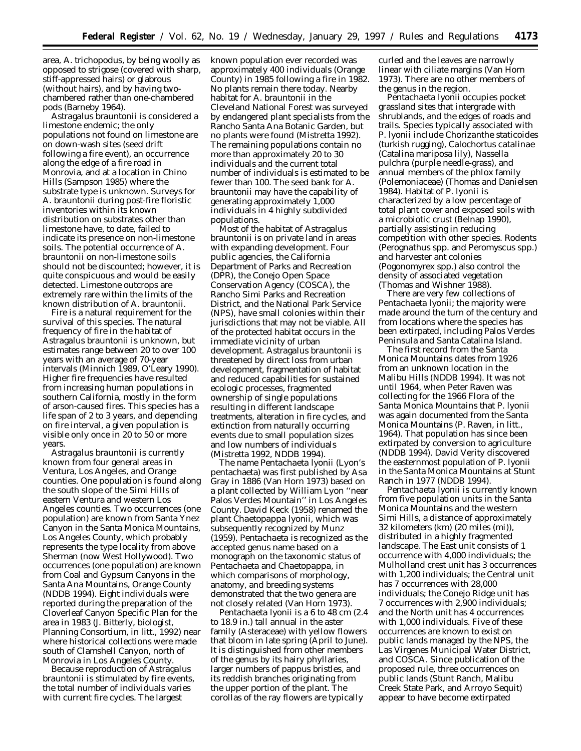area, *A. trichopodus*, by being woolly as opposed to strigose (covered with sharp, stiff-appressed hairs) or glabrous (without hairs), and by having two-chambered rather than one-chambered pods (Barneby 1964).

*Astragalus brauntonii* is considered a limestone endemic; the only populations not found on limestone are on down-wash sites (seed drift following a fire event), an occurrence along the edge of a fire road in Monrovia, and at a location in Chino Hills (Sampson 1985) where the substrate type is unknown. Surveys for *A. brauntonii* during post-fire floristic inventories within its known distribution on substrates other than limestone have, to date, failed to indicate its presence on non-limestone soils. The potential occurrence of *A. brauntonii* on non-limestone soils should not be discounted; however, it is quite conspicuous and would be easily detected. Limestone outcrops are extremely rare within the limits of the known distribution of *A. brauntonii*.

Fire is a natural requirement for the survival of this species. The natural frequency of fire in the habitat of *Astragalus brauntonii* is unknown, but estimates range between 20 to over 100 years with an average of 70-year intervals (Minnich 1989, O'Leary 1990). Higher fire frequencies have resulted from increasing human populations in southern California, mostly in the form of arson-caused fires. This species has a life span of 2 to 3 years, and depending on fire interval, a given population is visible only once in 20 to 50 or more years.

*Astragalus brauntonii* is currently known from four general areas in Ventura, Los Angeles, and Orange counties. One population is found along the south slope of the Simi Hills of eastern Ventura and western Los Angeles counties. Two occurrences (one population) are known from Santa Ynez Canyon in the Santa Monica Mountains, Los Angeles County, which probably represents the type locality from above Sherman (now West Hollywood). Two occurrences (one population) are known from Coal and Gypsum Canyons in the Santa Ana Mountains, Orange County (NDDB 1994). Eight individuals were reported during the preparation of the Cloverleaf Canyon Specific Plan for the area in 1983 (J. Bitterly, biologist, Planning Consortium, in litt., 1992) near where historical collections were made south of Clamshell Canyon, north of Monrovia in Los Angeles County.

Because reproduction of *Astragalus brauntonii* is stimulated by fire events, the total number of individuals varies with current fire cycles. The largest known population ever recorded was approximately 400 individuals (Orange County) in 1985 following a fire in 1982. No plants remain there today. Nearby habitat for *A. brauntonii* in the Cleveland National Forest was surveyed by endangered plant specialists from the Rancho Santa Ana Botanic Garden, but no plants were found (Mistretta 1992). The remaining populations contain no more than approximately 20 to 30 individuals and the current total number of individuals is estimated to be fewer than 100. The seed bank for *A. brauntonii* may have the capability of generating approximately 1,000 individuals in 4 highly subdivided populations.

Most of the habitat of *Astragalus brauntonii* is on private land in areas with expanding development. Four public agencies, the California Department of Parks and Recreation (DPR), the Conejo Open Space Conservation Agency (COSCA), the Rancho Simi Parks and Recreation District, and the National Park Service (NPS), have small colonies within their jurisdictions that may not be viable. All of the protected habitat occurs in the immediate vicinity of urban development. *Astragalus brauntonii* is threatened by direct loss from urban development, fragmentation of habitat and reduced capabilities for sustained ecologic processes, fragmented ownership of single populations resulting in different landscape treatments, alteration in fire cycles, and extinction from naturally occurring events due to small population sizes and low numbers of individuals (Mistretta 1992, NDDB 1994).

The name *Pentachaeta lyonii* (Lyon's pentachaeta) was first published by Asa Gray in 1886 (Van Horn 1973) based on a plant collected by William Lyon "near Palos Verdes Mountain" in Los Angeles County. David Keck (1958) renamed the plant *Chaetopappa lyonii*, which was subsequently recognized by Munz (1959). *Pentachaeta* is recognized as the accepted genus name based on a monograph on the taxonomic status of *Pentachaeta* and *Chaetopappa*, in which comparisons of morphology, anatomy, and breeding systems demonstrated that the two genera are not closely related (Van Horn 1973).

*Pentachaeta lyonii* is a 6 to 48 cm (2.4 to 18.9 in.) tall annual in the aster family (Asteraceae) with yellow flowers that bloom in late spring (April to June). It is distinguished from other members of the genus by its hairy phyllaries, larger numbers of pappus bristles, and its reddish branches originating from the upper portion of the plant. The corollas of the ray flowers are typically curled and the leaves are narrowly linear with ciliate margins (Van Horn 1973). There are no other members of the genus in the region.

*Pentachaeta lyonii* occupies pocket grassland sites that intergrade with shrublands, and the edges of roads and trails. Species typically associated with *P. lyonii* include *Chorizanthe staticoides* (turkish rugging), *Calochortus catalinae* (Catalina mariposa lily), *Nassella pulchra* (purple needle-grass), and annual members of the phlox family (Polemoniaceae) (Thomas and Danielsen 1984). Habitat of *P. lyonii* is characterized by a low percentage of total plant cover and exposed soils with a microbiotic crust (Belnap 1990), partially assisting in reducing competition with other species. Rodents (*Perognathus* spp. and *Peromyscus* spp.) and harvester ant colonies (*Pogonomyrex* spp.) also control the density of associated vegetation (Thomas and Wishner 1988).

There are very few collections of *Pentachaeta lyonii*; the majority were made around the turn of the century and from locations where the species has been extirpated, including Palos Verdes Peninsula and Santa Catalina Island.

The first record from the Santa Monica Mountains dates from 1926 from an unknown location in the Malibu Hills (NDDB 1994). It was not until 1964, when Peter Raven was collecting for the 1966 Flora of the Santa Monica Mountains that *P. lyonii* was again documented from the Santa Monica Mountains (P. Raven, in litt., 1964). That population has since been extirpated by conversion to agriculture (NDDB 1994). David Verity discovered the easternmost population of *P. lyonii* in the Santa Monica Mountains at Stunt Ranch in 1977 (NDDB 1994).

*Pentachaeta lyonii* is currently known from five population units in the Santa Monica Mountains and the western Simi Hills, a distance of approximately 32 kilometers (km) (20 miles (mi)), distributed in a highly fragmented landscape. The East unit consists of 1 occurrence with 4,000 individuals; the Mulholland crest unit has 3 occurrences with 1,200 individuals; the Central unit has 7 occurrences with 28,000 individuals; the Conejo Ridge unit has 7 occurrences with 2,900 individuals; and the North unit has 4 occurrences with 1,000 individuals. Five of these occurrences are known to exist on public lands managed by the NPS, the Las Virgenes Municipal Water District, and COSCA. Since publication of the proposed rule, three occurrences on public lands (Stunt Ranch, Malibu Creek State Park, and Arroyo Sequit) appear to have become extirpated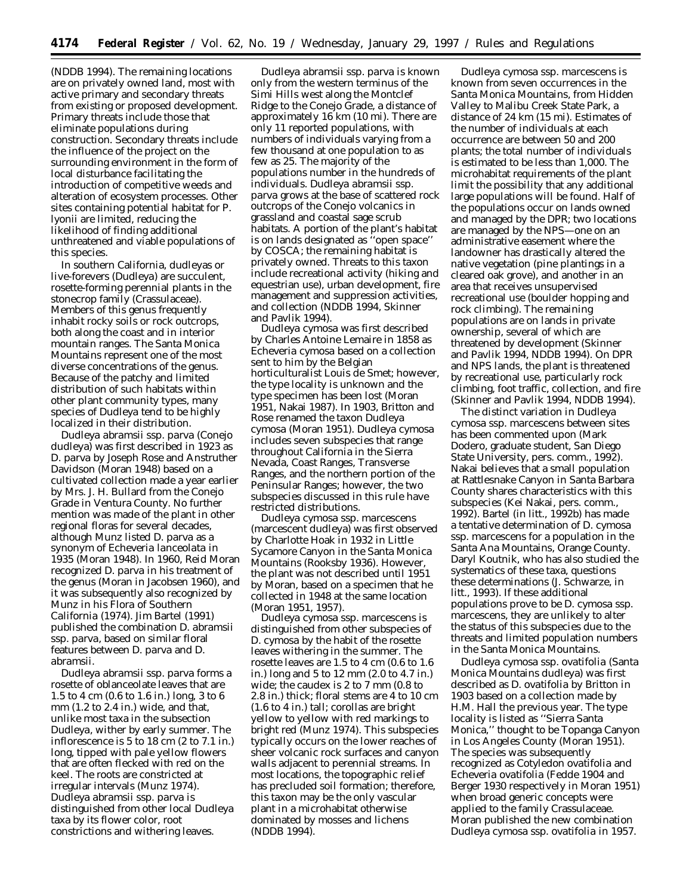(NDDB 1994). The remaining locations are on privately owned land, most with active primary and secondary threats from existing or proposed development. Primary threats include those that eliminate populations during construction. Secondary threats include the influence of the project on the surrounding environment in the form of local disturbance facilitating the introduction of competitive weeds and alteration of ecosystem processes. Other sites containing potential habitat for *P. lyonii* are limited, reducing the likelihood of finding additional unthreatened and viable populations of this species.

In southern California, dudleyas or live-forevers (*Dudleya*) are succulent, rosette-forming perennial plants in the stonecrop family (Crassulaceae). Members of this genus frequently inhabit rocky soils or rock outcrops, both along the coast and in interior mountain ranges. The Santa Monica Mountains represent one of the most diverse concentrations of the genus. Because of the patchy and limited distribution of such habitats within other plant community types, many species of *Dudleya* tend to be highly localized in their distribution.

*Dudleya abramsii* ssp. *parva* (Conejo dudleya) was first described in 1923 as *D. parva* by Joseph Rose and Anstruther Davidson (Moran 1948) based on a cultivated collection made a year earlier by Mrs. J. H. Bullard from the Conejo Grade in Ventura County. No further mention was made of the plant in other regional floras for several decades, although Munz listed *D. parva* as a synonym of *Echeveria lanceolata* in 1935 (Moran 1948). In 1960, Reid Moran recognized *D. parva* in his treatment of the genus (Moran in Jacobsen 1960), and it was subsequently also recognized by Munz in his Flora of Southern California (1974). Jim Bartel (1991) published the combination *D. abramsii* ssp. *parva*, based on similar floral features between *D. parva* and *D. abramsii*.

*Dudleya abramsii* ssp. *parva* forms a rosette of oblanceolate leaves that are 1.5 to 4 cm (0.6 to 1.6 in.) long, 3 to 6 mm (1.2 to 2.4 in.) wide, and that, unlike most taxa in the subsection *Dudleya*, wither by early summer. The inflorescence is 5 to 18 cm (2 to 7.1 in.) long, tipped with pale yellow flowers that are often flecked with red on the keel. The roots are constricted at irregular intervals (Munz 1974). *Dudleya abramsii* ssp. *parva* is distinguished from other local *Dudleya* taxa by its flower color, root constrictions and withering leaves.

*Dudleya abramsii* ssp. *parva* is known only from the western terminus of the Simi Hills west along the Montclef Ridge to the Conejo Grade, a distance of approximately 16 km (10 mi). There are only 11 reported populations, with numbers of individuals varying from a few thousand at one population to as few as 25. The majority of the populations number in the hundreds of individuals. *Dudleya abramsii* ssp. *parva* grows at the base of scattered rock outcrops of the Conejo volcanics in grassland and coastal sage scrub habitats. A portion of the plant's habitat is on lands designated as ''open space'' by COSCA; the remaining habitat is privately owned. Threats to this taxon include recreational activity (hiking and equestrian use), urban development, fire management and suppression activities, and collection (NDDB 1994, Skinner and Pavlik 1994).

*Dudleya cymosa* was first described by Charlotte Antoine Lemaire in 1858 as *Echeveria cymosa* based on a collection sent to him by the Belgian horticulturalist Louis de Smet; however, the type locality is unknown and the type specimen has been lost (Moran 1951, Nakai 1987). In 1903, Britton and Rose renamed the taxon *Dudleya cymosa* (Moran 1951). *Dudleya cymosa* includes seven subspecies that range throughout California in the Sierra Nevada, Coast Ranges, Transverse Ranges, and the northern portion of the Peninsular Ranges; however, the two subspecies discussed in this rule have restricted distributions.

*Dudleya cymosa* ssp. *marcescens* (marcescent dudleya) was first observed by Charlotte Hoak in 1932 in Little Sycamore Canyon in the Santa Monica Mountains (Rooksby 1936). However, the plant was not described until 1951 by Moran, based on a specimen that he collected in 1948 at the same location (Moran 1951, 1957).

*Dudleya cymosa* ssp. *marcescens* is distinguished from other subspecies of *D. cymosa* by the habit of the rosette leaves withering in the summer. The rosette leaves are 1.5 to 4 cm (0.6 to 1.6 in.) long and 5 to 12 mm (2.0 to 4.7 in.) wide; the caudex is 2 to 7 mm (0.8 to 2.8 in.) thick; floral stems are 4 to 10 cm (1.6 to 4 in.) tall; corollas are bright yellow to yellow with red markings to bright red (Munz 1974). This subspecies typically occurs on the lower reaches of sheer volcanic rock surfaces and canyon walls adjacent to perennial streams. In most locations, the topographic relief has precluded soil formation; therefore, this taxon may be the only vascular plant in a microhabitat otherwise dominated by mosses and lichens (NDDB 1994).

*Dudleya cymosa* ssp. *marcescens* is known from seven occurrences in the Santa Monica Mountains, from Hidden Valley to Malibu Creek State Park, a distance of 24 km (15 mi). Estimates of the number of individuals at each occurrence are between 50 and 200 plants; the total number of individuals is estimated to be less than 1,000. The microhabitat requirements of the plant limit the possibility that any additional large populations will be found. Half of the populations occur on lands owned and managed by the DPR; two locations are managed by the NPS—one on an administrative easement where the landowner has drastically altered the native vegetation (pine plantings in a cleared oak grove), and another in an area that receives unsupervised recreational use (boulder hopping and rock climbing). The remaining populations are on lands in private ownership, several of which are threatened by development (Skinner and Pavlik 1994, NDDB 1994). On DPR and NPS lands, the plant is threatened by recreational use, particularly rock climbing, foot traffic, collection, and fire (Skinner and Pavlik 1994, NDDB 1994).

The distinct variation in *Dudleya cymosa* ssp. *marcescens* between sites has been commented upon (Mark Dodero, graduate student, San Diego State University, pers. comm., 1992). Nakai believes that a small population at Rattlesnake Canyon in Santa Barbara County shares characteristics with this subspecies (Kei Nakai, pers. comm., 1992). Bartel (in litt., 1992b) has made a tentative determination of *D. cymosa* ssp. *marcescens* for a population in the Santa Ana Mountains, Orange County. Daryl Koutnik, who has also studied the systematics of these taxa, questions these determinations (J. Schwarze, in litt., 1993). If these additional populations prove to be *D. cymosa* ssp. *marcescens*, they are unlikely to alter the status of this subspecies due to the threats and limited population numbers in the Santa Monica Mountains.

*Dudleya cymosa* ssp. *ovatifolia* (Santa Monica Mountains dudleya) was first described as *D. ovatifolia* by Britton in 1903 based on a collection made by H.M. Hall the previous year. The type locality is listed as ''Sierra Santa Monica,'' thought to be Topanga Canyon in Los Angeles County (Moran 1951). The species was subsequently recognized as *Cotyledon ovatifolia* and *Echeveria ovatifolia* (Fedde 1904 and Berger 1930 respectively in Moran 1951) when broad generic concepts were applied to the family Crassulaceae. Moran published the new combination *Dudleya cymosa* ssp. *ovatifolia* in 1957.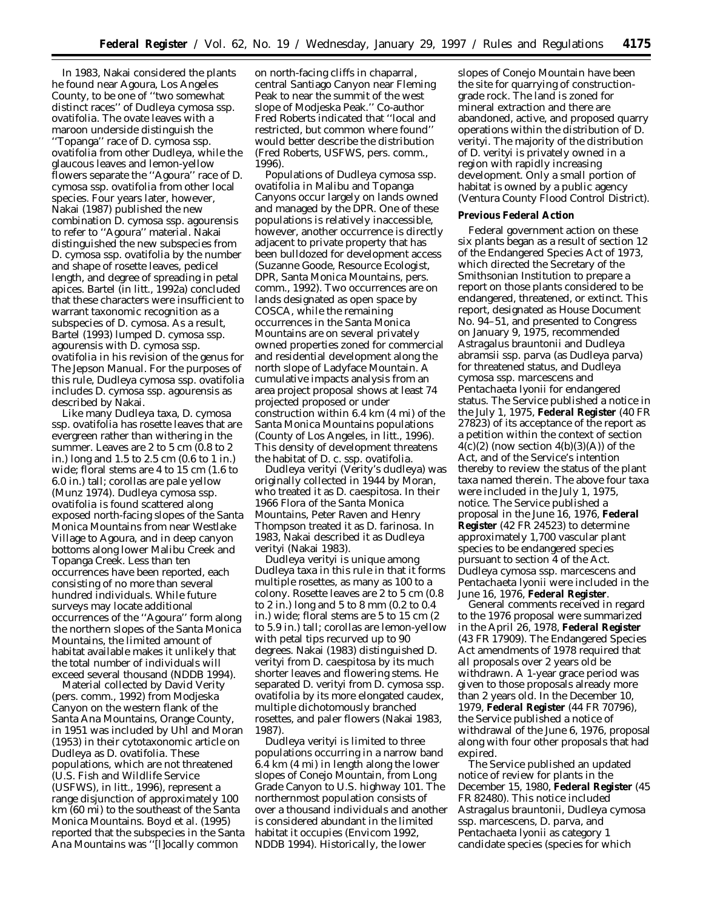In 1983, Nakai considered the plants he found near Agoura, Los Angeles County, to be one of ''two somewhat distinct races'' of *Dudleya cymosa* ssp. *ovatifolia*. The ovate leaves with a maroon underside distinguish the ''Topanga'' race of *D. cymosa* ssp. *ovatifolia* from other *Dudleya*, while the glaucous leaves and lemon-yellow flowers separate the ''Agoura'' race of *D. cymosa* ssp. *ovatifolia* from other local species. Four years later, however, Nakai (1987) published the new combination *D. cymosa* ssp. *agourensis* to refer to ''Agoura'' material. Nakai distinguished the new subspecies from *D. cymosa* ssp. *ovatifolia* by the number and shape of rosette leaves, pedicel length, and degree of spreading in petal apices. Bartel (in litt., 1992a) concluded that these characters were insufficient to warrant taxonomic recognition as a subspecies of *D. cymosa*. As a result, Bartel (1993) lumped *D. cymosa* ssp. *agourensis* with *D. cymosa* ssp. *ovatifolia* in his revision of the genus for The Jepson Manual. For the purposes of this rule, *Dudleya cymosa* ssp. *ovatifolia* includes *D. cymosa* ssp. *agourensis* as described by Nakai.

Like many *Dudleya* taxa, *D. cymosa* ssp. *ovatifolia* has rosette leaves that are evergreen rather than withering in the summer. Leaves are 2 to 5 cm (0.8 to 2 in.) long and 1.5 to 2.5 cm (0.6 to 1 in.) wide; floral stems are 4 to 15 cm (1.6 to 6.0 in.) tall; corollas are pale yellow (Munz 1974). *Dudleya cymosa* ssp. *ovatifolia* is found scattered along exposed north-facing slopes of the Santa Monica Mountains from near Westlake Village to Agoura, and in deep canyon bottoms along lower Malibu Creek and Topanga Creek. Less than ten occurrences have been reported, each consisting of no more than several hundred individuals. While future surveys may locate additional occurrences of the ''Agoura'' form along the northern slopes of the Santa Monica Mountains, the limited amount of habitat available makes it unlikely that the total number of individuals will exceed several thousand (NDDB 1994).

Material collected by David Verity (pers. comm., 1992) from Modjeska Canyon on the western flank of the Santa Ana Mountains, Orange County, in 1951 was included by Uhl and Moran (1953) in their cytotaxonomic article on *Dudleya* as *D. ovatifolia*. These populations, which are not threatened (U.S. Fish and Wildlife Service (USFWS), in litt., 1996), represent a range disjunction of approximately 100 km (60 mi) to the southeast of the Santa Monica Mountains. Boyd et al. (1995) reported that the subspecies in the Santa Ana Mountains was ''[l]ocally common on north-facing cliffs in chaparral, central Santiago Canyon near Fleming Peak to near the summit of the west slope of Modjeska Peak.'' Co-author Fred Roberts indicated that ''local and restricted, but common where found'' would better describe the distribution (Fred Roberts, USFWS, pers. comm., 1996).

Populations of *Dudleya cymosa* ssp. *ovatifolia* in Malibu and Topanga Canyons occur largely on lands owned and managed by the DPR. One of these populations is relatively inaccessible, however, another occurrence is directly adjacent to private property that has been bulldozed for development access (Suzanne Goode, Resource Ecologist, DPR, Santa Monica Mountains, pers. comm., 1992). Two occurrences are on lands designated as open space by COSCA, while the remaining occurrences in the Santa Monica Mountains are on several privately owned properties zoned for commercial and residential development along the north slope of Ladyface Mountain. A cumulative impacts analysis from an area project proposal shows at least 74 projected proposed or under construction within 6.4 km (4 mi) of the Santa Monica Mountains populations (County of Los Angeles, in litt., 1996). This density of development threatens the habitat of *D. c.* ssp. *ovatifolia*.

*Dudleya verityi* (Verity's dudleya) was originally collected in 1944 by Moran, who treated it as *D. caespitosa*. In their 1966 Flora of the Santa Monica Mountains, Peter Raven and Henry Thompson treated it as *D. farinosa*. In 1983, Nakai described it as *Dudleya verityi* (Nakai 1983).

*Dudleya verityi* is unique among *Dudleya* taxa in this rule in that it forms multiple rosettes, as many as 100 to a colony. Rosette leaves are 2 to 5 cm (0.8 to 2 in.) long and 5 to 8 mm (0.2 to 0.4 in.) wide; floral stems are 5 to 15 cm (2 to 5.9 in.) tall; corollas are lemon-yellow with petal tips recurved up to 90 degrees. Nakai (1983) distinguished *D. verityi* from *D. caespitosa* by its much shorter leaves and flowering stems. He separated *D. verityi* from *D. cymosa* ssp. *ovatifolia* by its more elongated caudex, multiple dichotomously branched rosettes, and paler flowers (Nakai 1983, 1987).

*Dudleya verityi* is limited to three populations occurring in a narrow band 6.4 km (4 mi) in length along the lower slopes of Conejo Mountain, from Long Grade Canyon to U.S. highway 101. The northernmost population consists of over a thousand individuals and another is considered abundant in the limited habitat it occupies (Envicom 1992, NDDB 1994). Historically, the lower slopes of Conejo Mountain have been the site for quarrying of construction-grade rock. The land is zoned for mineral extraction and there are abandoned, active, and proposed quarry operations within the distribution of *D. verityi*. The majority of the distribution of *D. verityi* is privately owned in a region with rapidly increasing development. Only a small portion of habitat is owned by a public agency (Ventura County Flood Control District).

## Previous Federal Action

Federal government action on these six plants began as a result of section 12 of the Endangered Species Act of 1973, which directed the Secretary of the Smithsonian Institution to prepare a report on those plants considered to be endangered, threatened, or extinct. This report, designated as House Document No. 94–51, and presented to Congress on January 9, 1975, recommended *Astragalus brauntonii* and *Dudleya abramsii* ssp. *parva* (as *Dudleya parva*) for threatened status, and *Dudleya cymosa* ssp. *marcescens* and *Pentachaeta lyonii* for endangered status. The Service published a notice in the July 1, 1975, **Federal Register** (40 FR 27823) of its acceptance of the report as a petition within the context of section 4(c)(2) (now section 4(b)(3)(A)) of the Act, and of the Service's intention thereby to review the status of the plant taxa named therein. The above four taxa were included in the July 1, 1975, notice. The Service published a proposal in the June 16, 1976, **Federal Register** (42 FR 24523) to determine approximately 1,700 vascular plant species to be endangered species pursuant to section 4 of the Act. *Dudleya cymosa* ssp. *marcescens* and *Pentachaeta lyonii* were included in the June 16, 1976, **Federal Register**.

General comments received in regard to the 1976 proposal were summarized in the April 26, 1978, **Federal Register** (43 FR 17909). The Endangered Species Act amendments of 1978 required that all proposals over 2 years old be withdrawn. A 1-year grace period was given to those proposals already more than 2 years old. In the December 10, 1979, **Federal Register** (44 FR 70796), the Service published a notice of withdrawal of the June 6, 1976, proposal along with four other proposals that had expired.

The Service published an updated notice of review for plants in the December 15, 1980, **Federal Register** (45 FR 82480). This notice included *Astragalus brauntonii*, *Dudleya cymosa* ssp. *marcescens*, *D. parva*, and *Pentachaeta lyonii* as category 1 candidate species (species for which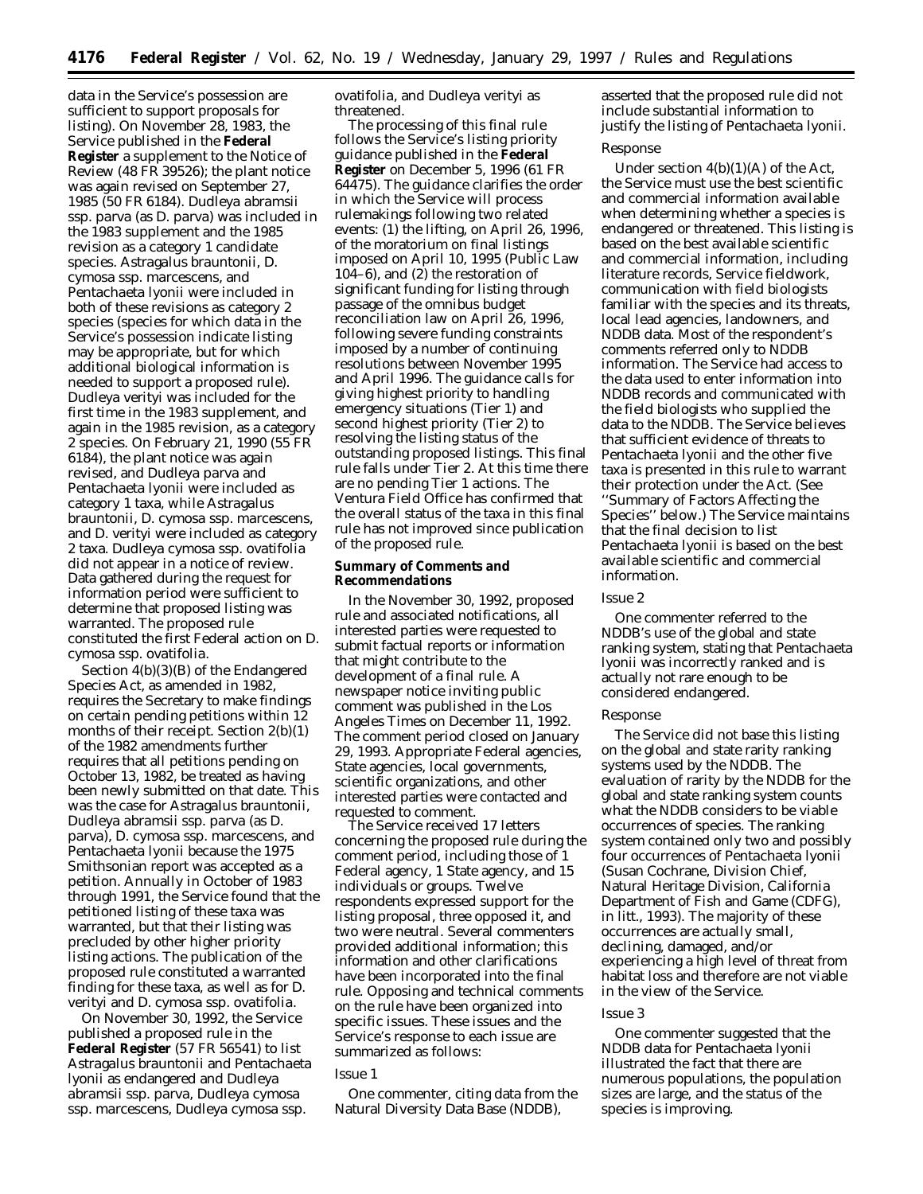data in the Service's possession are sufficient to support proposals for listing). On November 28, 1983, the Service published in the **Federal Register** a supplement to the Notice of Review (48 FR 39526); the plant notice was again revised on September 27, 1985 (50 FR 6184). *Dudleya abramsii* ssp. *parva* (as *D. parva*) was included in the 1983 supplement and the 1985 revision as a category 1 candidate species. *Astragalus brauntonii*, *D. cymosa* ssp. *marcescens*, and *Pentachaeta lyonii* were included in both of these revisions as category 2 species (species for which data in the Service's possession indicate listing may be appropriate, but for which additional biological information is needed to support a proposed rule). *Dudleya verityi* was included for the first time in the 1983 supplement, and again in the 1985 revision, as a category 2 species. On February 21, 1990 (55 FR 6184), the plant notice was again revised, and *Dudleya parva* and *Pentachaeta lyonii* were included as category 1 taxa, while *Astragalus brauntonii*, *D. cymosa* ssp. *marcescens*, and *D. verityi* were included as category 2 taxa. *Dudleya cymosa* ssp. *ovatifolia* did not appear in a notice of review. Data gathered during the request for information period were sufficient to determine that proposed listing was warranted. The proposed rule constituted the first Federal action on *D. cymosa* ssp. *ovatifolia*.

Section 4(b)(3)(B) of the Endangered Species Act, as amended in 1982, requires the Secretary to make findings on certain pending petitions within 12 months of their receipt. Section 2(b)(1) of the 1982 amendments further requires that all petitions pending on October 13, 1982, be treated as having been newly submitted on that date. This was the case for *Astragalus brauntonii*, *Dudleya abramsii* ssp. *parva* (as *D. parva*), *D. cymosa* ssp. *marcescens*, and *Pentachaeta lyonii* because the 1975 Smithsonian report was accepted as a petition. Annually in October of 1983 through 1991, the Service found that the petitioned listing of these taxa was warranted, but that their listing was precluded by other higher priority listing actions. The publication of the proposed rule constituted a warranted finding for these taxa, as well as for *D. verityi* and *D. cymosa* ssp. *ovatifolia*.

On November 30, 1992, the Service published a proposed rule in the **Federal Register** (57 FR 56541) to list *Astragalus brauntonii* and *Pentachaeta lyonii* as endangered and *Dudleya abramsii* ssp. *parva*, *Dudleya cymosa* ssp. *marcescens*, *Dudleya cymosa* ssp. *ovatifolia*, and *Dudleya verityi* as threatened.

The processing of this final rule follows the Service's listing priority guidance published in the **Federal Register** on December 5, 1996 (61 FR 64475). The guidance clarifies the order in which the Service will process rulemakings following two related events: (1) the lifting, on April 26, 1996, of the moratorium on final listings imposed on April 10, 1995 (Public Law 104–6), and (2) the restoration of significant funding for listing through passage of the omnibus budget reconciliation law on April 26, 1996, following severe funding constraints imposed by a number of continuing resolutions between November 1995 and April 1996. The guidance calls for giving highest priority to handling emergency situations (Tier 1) and second highest priority (Tier 2) to resolving the listing status of the outstanding proposed listings. This final rule falls under Tier 2. At this time there are no pending Tier 1 actions. The Ventura Field Office has confirmed that the overall status of the taxa in this final rule has not improved since publication of the proposed rule.

**Summary of Comments and Recommendations**

In the November 30, 1992, proposed rule and associated notifications, all interested parties were requested to submit factual reports or information that might contribute to the development of a final rule. A newspaper notice inviting public comment was published in the Los Angeles Times on December 11, 1992. The comment period closed on January 29, 1993. Appropriate Federal agencies, State agencies, local governments, scientific organizations, and other interested parties were contacted and requested to comment.

The Service received 17 letters concerning the proposed rule during the comment period, including those of 1 Federal agency, 1 State agency, and 15 individuals or groups. Twelve respondents expressed support for the listing proposal, three opposed it, and two were neutral. Several commenters provided additional information; this information and other clarifications have been incorporated into the final rule. Opposing and technical comments on the rule have been organized into specific issues. These issues and the Service's response to each issue are summarized as follows:

*Issue 1*

One commenter, citing data from the Natural Diversity Data Base (NDDB), asserted that the proposed rule did not include substantial information to justify the listing of *Pentachaeta lyonii*.

*Response*

Under section 4(b)(1)(A) of the Act, the Service must use the best scientific and commercial information available when determining whether a species is endangered or threatened. This listing is based on the best available scientific and commercial information, including literature records, Service fieldwork, communication with field biologists familiar with the species and its threats, local lead agencies, landowners, and NDDB data. Most of the respondent's comments referred only to NDDB information. The Service had access to the data used to enter information into NDDB records and communicated with the field biologists who supplied the data to the NDDB. The Service believes that sufficient evidence of threats to *Pentachaeta lyonii* and the other five taxa is presented in this rule to warrant their protection under the Act. (See ''Summary of Factors Affecting the Species'' below.) The Service maintains that the final decision to list *Pentachaeta lyonii* is based on the best available scientific and commercial information.

*Issue 2*

One commenter referred to the NDDB's use of the global and state ranking system, stating that *Pentachaeta lyonii* was incorrectly ranked and is actually not rare enough to be considered endangered.

*Response*

The Service did not base this listing on the global and state rarity ranking systems used by the NDDB. The evaluation of rarity by the NDDB for the global and state ranking system counts what the NDDB considers to be viable occurrences of species. The ranking system contained only two and possibly four occurrences of *Pentachaeta lyonii* (Susan Cochrane, Division Chief, Natural Heritage Division, California Department of Fish and Game (CDFG), in litt., 1993). The majority of these occurrences are actually small, declining, damaged, and/or experiencing a high level of threat from habitat loss and therefore are not viable in the view of the Service.

*Issue 3*

One commenter suggested that the NDDB data for *Pentachaeta lyonii* illustrated the fact that there are numerous populations, the population sizes are large, and the status of the species is improving.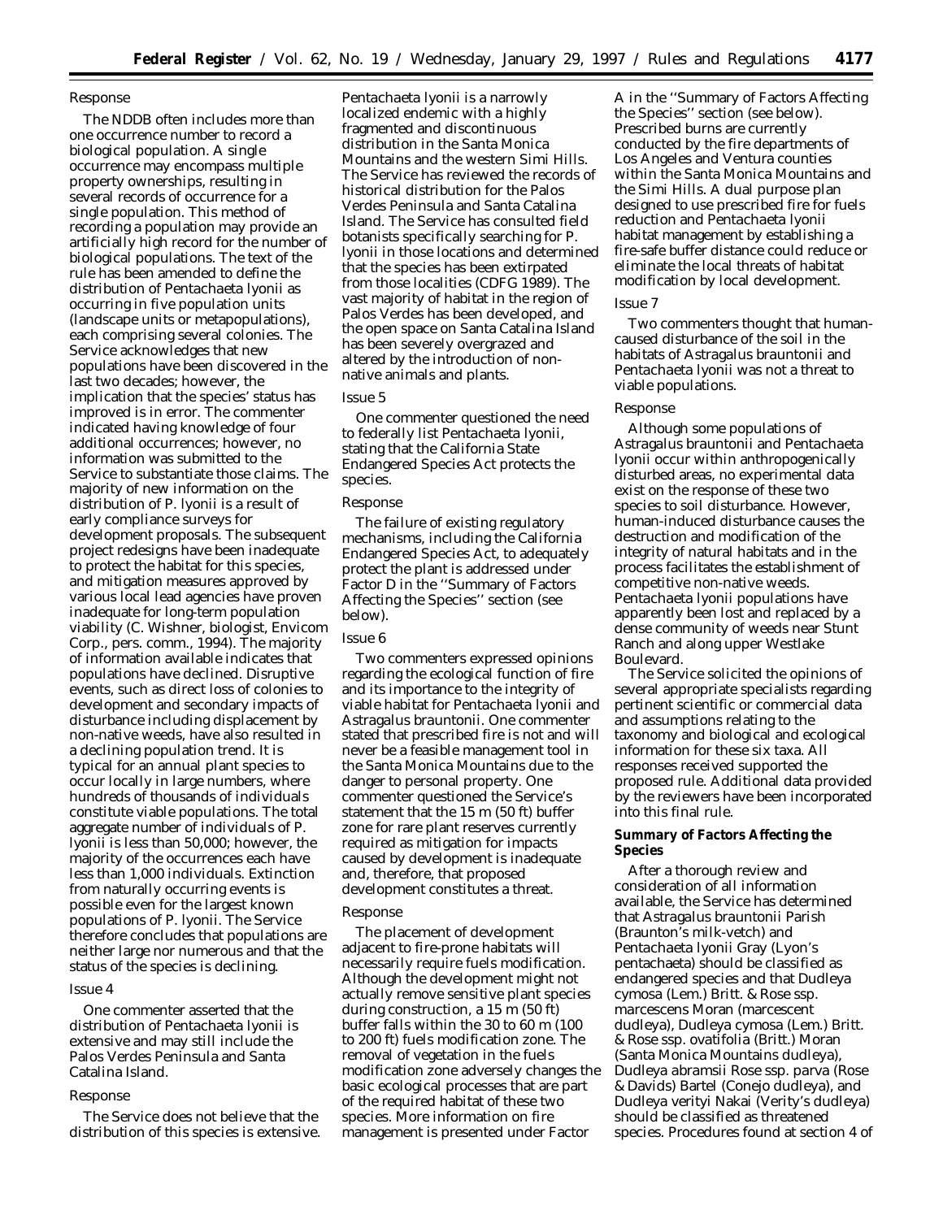*Response*

The NDDB often includes more than one occurrence number to record a biological population. A single occurrence may encompass multiple property ownerships, resulting in several records of occurrence for a single population. This method of recording a population may provide an artificially high record for the number of biological populations. The text of the rule has been amended to define the distribution of *Pentachaeta lyonii* as occurring in five population units (landscape units or metapopulations), each comprising several colonies. The Service acknowledges that new populations have been discovered in the last two decades; however, the implication that the species' status has improved is in error. The commenter indicated having knowledge of four additional occurrences; however, no information was submitted to the Service to substantiate those claims. The majority of new information on the distribution of *P. lyonii* is a result of early compliance surveys for development proposals. The subsequent project redesigns have been inadequate to protect the habitat for this species, and mitigation measures approved by various local lead agencies have proven inadequate for long-term population viability (C. Wishner, biologist, Envicom Corp., pers. comm., 1994). The majority of information available indicates that populations have declined. Disruptive events, such as direct loss of colonies to development and secondary impacts of disturbance including displacement by non-native weeds, have also resulted in a declining population trend. It is typical for an annual plant species to occur locally in large numbers, where hundreds of thousands of individuals constitute viable populations. The total aggregate number of individuals of *P. lyonii* is less than 50,000; however, the majority of the occurrences each have less than 1,000 individuals. Extinction from naturally occurring events is possible even for the largest known populations of *P. lyonii*. The Service therefore concludes that populations are neither large nor numerous and that the status of the species is declining.

*Issue 4*

One commenter asserted that the distribution of *Pentachaeta lyonii* is extensive and may still include the Palos Verdes Peninsula and Santa Catalina Island.

*Response*

The Service does not believe that the distribution of this species is extensive. *Pentachaeta lyonii* is a narrowly localized endemic with a highly fragmented and discontinuous distribution in the Santa Monica Mountains and the western Simi Hills. The Service has reviewed the records of historical distribution for the Palos Verdes Peninsula and Santa Catalina Island. The Service has consulted field botanists specifically searching for *P. lyonii* in those locations and determined that the species has been extirpated from those localities (CDFG 1989). The vast majority of habitat in the region of Palos Verdes has been developed, and the open space on Santa Catalina Island has been severely overgrazed and altered by the introduction of non-native animals and plants.

*Issue 5*

One commenter questioned the need to federally list *Pentachaeta lyonii*, stating that the California State Endangered Species Act protects the species.

*Response*

The failure of existing regulatory mechanisms, including the California Endangered Species Act, to adequately protect the plant is addressed under Factor D in the ''Summary of Factors Affecting the Species'' section (see below).

*Issue 6*

Two commenters expressed opinions regarding the ecological function of fire and its importance to the integrity of viable habitat for *Pentachaeta lyonii* and *Astragalus brauntonii*. One commenter stated that prescribed fire is not and will never be a feasible management tool in the Santa Monica Mountains due to the danger to personal property. One commenter questioned the Service's statement that the 15 m (50 ft) buffer zone for rare plant reserves currently required as mitigation for impacts caused by development is inadequate and, therefore, that proposed development constitutes a threat.

*Response*

The placement of development adjacent to fire-prone habitats will necessarily require fuels modification. Although the development might not actually remove sensitive plant species during construction, a 15 m (50 ft) buffer falls within the 30 to 60 m (100 to 200 ft) fuels modification zone. The removal of vegetation in the fuels modification zone adversely changes the basic ecological processes that are part of the required habitat of these two species. More information on fire management is presented under Factor A in the ''Summary of Factors Affecting the Species'' section (see below). Prescribed burns are currently conducted by the fire departments of Los Angeles and Ventura counties within the Santa Monica Mountains and the Simi Hills. A dual purpose plan designed to use prescribed fire for fuels reduction and *Pentachaeta lyonii* habitat management by establishing a fire-safe buffer distance could reduce or eliminate the local threats of habitat modification by local development.

*Issue 7*

Two commenters thought that human-caused disturbance of the soil in the habitats of *Astragalus brauntonii* and *Pentachaeta lyonii* was not a threat to viable populations.

*Response*

Although some populations of *Astragalus brauntonii* and *Pentachaeta lyonii* occur within anthropogenically disturbed areas, no experimental data exist on the response of these two species to soil disturbance. However, human-induced disturbance causes the destruction and modification of the integrity of natural habitats and in the process facilitates the establishment of competitive non-native weeds. *Pentachaeta lyonii* populations have apparently been lost and replaced by a dense community of weeds near Stunt Ranch and along upper Westlake Boulevard.

The Service solicited the opinions of several appropriate specialists regarding pertinent scientific or commercial data and assumptions relating to the taxonomy and biological and ecological information for these six taxa. All responses received supported the proposed rule. Additional data provided by the reviewers have been incorporated into this final rule.

## Summary of Factors Affecting the Species

After a thorough review and consideration of all information available, the Service has determined that *Astragalus brauntonii* Parish (Braunton's milk-vetch) and *Pentachaeta lyonii* Gray (Lyon's pentachaeta) should be classified as endangered species and that *Dudleya cymosa* (Lem.) Britt. & Rose ssp. *marcescens* Moran (marcescent dudleya), *Dudleya cymosa* (Lem.) Britt. & Rose ssp. *ovatifolia* (Britt.) Moran (Santa Monica Mountains dudleya), *Dudleya abramsii* Rose ssp. *parva* (Rose & Davids) Bartel (Conejo dudleya), and *Dudleya verityi* Nakai (Verity's dudleya) should be classified as threatened species. Procedures found at section 4 of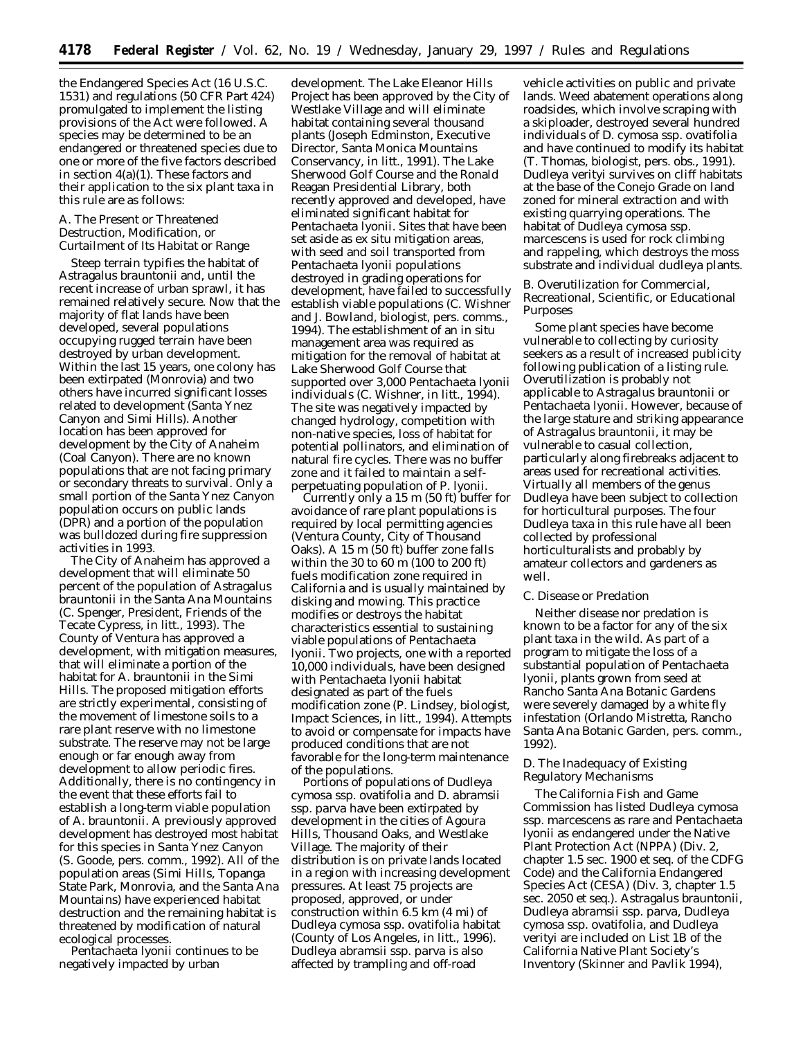the Endangered Species Act (16 U.S.C. 1531) and regulations (50 CFR Part 424) promulgated to implement the listing provisions of the Act were followed. A species may be determined to be an endangered or threatened species due to one or more of the five factors described in section 4(a)(1). These factors and their application to the six plant taxa in this rule are as follows:

A. The Present or Threatened Destruction, Modification, or Curtailment of Its Habitat or Range

Steep terrain typifies the habitat of *Astragalus brauntonii* and, until the recent increase of urban sprawl, it has remained relatively secure. Now that the majority of flat lands have been developed, several populations occupying rugged terrain have been destroyed by urban development. Within the last 15 years, one colony has been extirpated (Monrovia) and two others have incurred significant losses related to development (Santa Ynez Canyon and Simi Hills). Another location has been approved for development by the City of Anaheim (Coal Canyon). There are no known populations that are not facing primary or secondary threats to survival. Only a small portion of the Santa Ynez Canyon population occurs on public lands (DPR) and a portion of the population was bulldozed during fire suppression activities in 1993.

The City of Anaheim has approved a development that will eliminate 50 percent of the population of *Astragalus brauntonii* in the Santa Ana Mountains (C. Spenger, President, Friends of the Tecate Cypress, in litt., 1993). The County of Ventura has approved a development, with mitigation measures, that will eliminate a portion of the habitat for *A. brauntonii* in the Simi Hills. The proposed mitigation efforts are strictly experimental, consisting of the movement of limestone soils to a rare plant reserve with no limestone substrate. The reserve may not be large enough or far enough away from development to allow periodic fires. Additionally, there is no contingency in the event that these efforts fail to establish a long-term viable population of *A. brauntonii*. A previously approved development has destroyed most habitat for this species in Santa Ynez Canyon (S. Goode, pers. comm., 1992). All of the population areas (Simi Hills, Topanga State Park, Monrovia, and the Santa Ana Mountains) have experienced habitat destruction and the remaining habitat is threatened by modification of natural ecological processes.

*Pentachaeta lyonii* continues to be negatively impacted by urban development. The Lake Eleanor Hills Project has been approved by the City of Westlake Village and will eliminate habitat containing several thousand plants (Joseph Edminston, Executive Director, Santa Monica Mountains Conservancy, in litt., 1991). The Lake Sherwood Golf Course and the Ronald Reagan Presidential Library, both recently approved and developed, have eliminated significant habitat for *Pentachaeta lyonii*. Sites that have been set aside as ex situ mitigation areas, with seed and soil transported from *Pentachaeta lyonii* populations destroyed in grading operations for development, have failed to successfully establish viable populations (C. Wishner and J. Bowland, biologist, pers. comms., 1994). The establishment of an in situ management area was required as mitigation for the removal of habitat at Lake Sherwood Golf Course that supported over 3,000 *Pentachaeta lyonii* individuals (C. Wishner, in litt., 1994). The site was negatively impacted by changed hydrology, competition with non-native species, loss of habitat for potential pollinators, and elimination of natural fire cycles. There was no buffer zone and it failed to maintain a self-perpetuating population of *P. lyonii*.

Currently only a 15 m (50 ft) buffer for avoidance of rare plant populations is required by local permitting agencies (Ventura County, City of Thousand Oaks). A 15 m (50 ft) buffer zone falls within the 30 to 60 m (100 to 200 ft) fuels modification zone required in California and is usually maintained by disking and mowing. This practice modifies or destroys the habitat characteristics essential to sustaining viable populations of *Pentachaeta lyonii*. Two projects, one with a reported 10,000 individuals, have been designed with *Pentachaeta lyonii* habitat designated as part of the fuels modification zone (P. Lindsey, biologist, Impact Sciences, in litt., 1994). Attempts to avoid or compensate for impacts have produced conditions that are not favorable for the long-term maintenance of the populations.

Portions of populations of *Dudleya cymosa* ssp. *ovatifolia* and *D. abramsii* ssp. *parva* have been extirpated by development in the cities of Agoura Hills, Thousand Oaks, and Westlake Village. The majority of their distribution is on private lands located in a region with increasing development pressures. At least 75 projects are proposed, approved, or under construction within 6.5 km (4 mi) of *Dudleya cymosa* ssp. *ovatifolia* habitat (County of Los Angeles, in litt., 1996). *Dudleya abramsii* ssp. *parva* is also affected by trampling and off-road vehicle activities on public and private lands. Weed abatement operations along roadsides, which involve scraping with a skiploader, destroyed several hundred individuals of *D. cymosa* ssp. *ovatifolia* and have continued to modify its habitat (T. Thomas, biologist, pers. obs., 1991). *Dudleya verityi* survives on cliff habitats at the base of the Conejo Grade on land zoned for mineral extraction and with existing quarrying operations. The habitat of *Dudleya cymosa* ssp. *marcescens* is used for rock climbing and rappeling, which destroys the moss substrate and individual dudleya plants.

B. Overutilization for Commercial, Recreational, Scientific, or Educational Purposes

Some plant species have become vulnerable to collecting by curiosity seekers as a result of increased publicity following publication of a listing rule. Overutilization is probably not applicable to *Astragalus brauntonii* or *Pentachaeta lyonii*. However, because of the large stature and striking appearance of *Astragalus brauntonii*, it may be vulnerable to casual collection, particularly along firebreaks adjacent to areas used for recreational activities. Virtually all members of the genus *Dudleya* have been subject to collection for horticultural purposes. The four *Dudleya* taxa in this rule have all been collected by professional horticulturalists and probably by amateur collectors and gardeners as well.

C. Disease or Predation

Neither disease nor predation is known to be a factor for any of the six plant taxa in the wild. As part of a program to mitigate the loss of a substantial population of *Pentachaeta lyonii*, plants grown from seed at Rancho Santa Ana Botanic Gardens were severely damaged by a white fly infestation (Orlando Mistretta, Rancho Santa Ana Botanic Garden, pers. comm., 1992).

D. The Inadequacy of Existing Regulatory Mechanisms

The California Fish and Game Commission has listed *Dudleya cymosa* ssp. *marcescens* as rare and *Pentachaeta lyonii* as endangered under the Native Plant Protection Act (NPPA) (Div. 2, chapter 1.5 sec. 1900 et seq. of the CDFG Code) and the California Endangered Species Act (CESA) (Div. 3, chapter 1.5 sec. 2050 et seq.). *Astragalus brauntonii*, *Dudleya abramsii* ssp. *parva*, *Dudleya cymosa* ssp. *ovatifolia*, and *Dudleya verityi* are included on List 1B of the California Native Plant Society's Inventory (Skinner and Pavlik 1994),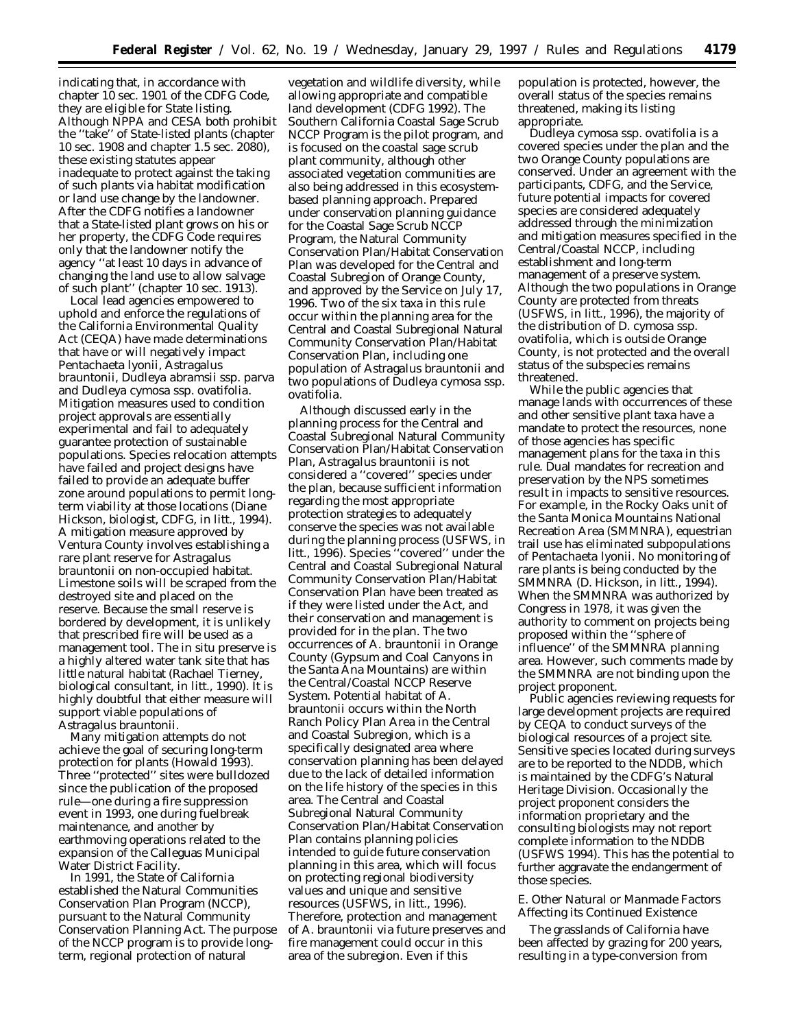indicating that, in accordance with chapter 10 sec. 1901 of the CDFG Code, they are eligible for State listing. Although NPPA and CESA both prohibit the ''take'' of State-listed plants (chapter 10 sec. 1908 and chapter 1.5 sec. 2080), these existing statutes appear inadequate to protect against the taking of such plants via habitat modification or land use change by the landowner. After the CDFG notifies a landowner that a State-listed plant grows on his or her property, the CDFG Code requires only that the landowner notify the agency ''at least 10 days in advance of changing the land use to allow salvage of such plant'' (chapter 10 sec. 1913).

Local lead agencies empowered to uphold and enforce the regulations of the California Environmental Quality Act (CEQA) have made determinations that have or will negatively impact *Pentachaeta lyonii, Astragalus brauntonii, Dudleya abramsii* ssp. *parva* and *Dudleya cymosa* ssp. *ovatifolia*. Mitigation measures used to condition project approvals are essentially experimental and fail to adequately guarantee protection of sustainable populations. Species relocation attempts have failed and project designs have failed to provide an adequate buffer zone around populations to permit long-term viability at those locations (Diane Hickson, biologist, CDFG, in litt., 1994). A mitigation measure approved by Ventura County involves establishing a rare plant reserve for *Astragalus brauntonii* on non-occupied habitat. Limestone soils will be scraped from the destroyed site and placed on the reserve. Because the small reserve is bordered by development, it is unlikely that prescribed fire will be used as a management tool. The in situ preserve is a highly altered water tank site that has little natural habitat (Rachael Tierney, biological consultant, in litt., 1990). It is highly doubtful that either measure will support viable populations of *Astragalus brauntonii*.

Many mitigation attempts do not achieve the goal of securing long-term protection for plants (Howald 1993). Three ''protected'' sites were bulldozed since the publication of the proposed rule—one during a fire suppression event in 1993, one during fuelbreak maintenance, and another by earthmoving operations related to the expansion of the Calleguas Municipal Water District Facility.

In 1991, the State of California established the Natural Communities Conservation Plan Program (NCCP), pursuant to the Natural Community Conservation Planning Act. The purpose of the NCCP program is to provide long-term, regional protection of natural vegetation and wildlife diversity, while allowing appropriate and compatible land development (CDFG 1992). The Southern California Coastal Sage Scrub NCCP Program is the pilot program, and is focused on the coastal sage scrub plant community, although other associated vegetation communities are also being addressed in this ecosystem-based planning approach. Prepared under conservation planning guidance for the Coastal Sage Scrub NCCP Program, the Natural Community Conservation Plan/Habitat Conservation Plan was developed for the Central and Coastal Subregion of Orange County, and approved by the Service on July 17, 1996. Two of the six taxa in this rule occur within the planning area for the Central and Coastal Subregional Natural Community Conservation Plan/Habitat Conservation Plan, including one population of *Astragalus brauntonii* and two populations of *Dudleya cymosa* ssp. *ovatifolia*.

Although discussed early in the planning process for the Central and Coastal Subregional Natural Community Conservation Plan/Habitat Conservation Plan, *Astragalus brauntonii* is not considered a ''covered'' species under the plan, because sufficient information regarding the most appropriate protection strategies to adequately conserve the species was not available during the planning process (USFWS, in litt., 1996). Species ''covered'' under the Central and Coastal Subregional Natural Community Conservation Plan/Habitat Conservation Plan have been treated as if they were listed under the Act, and their conservation and management is provided for in the plan. The two occurrences of *A. brauntonii* in Orange County (Gypsum and Coal Canyons in the Santa Ana Mountains) are within the Central/Coastal NCCP Reserve System. Potential habitat of *A. brauntonii* occurs within the North Ranch Policy Plan Area in the Central and Coastal Subregion, which is a specifically designated area where conservation planning has been delayed due to the lack of detailed information on the life history of the species in this area. The Central and Coastal Subregional Natural Community Conservation Plan/Habitat Conservation Plan contains planning policies intended to guide future conservation planning in this area, which will focus on protecting regional biodiversity values and unique and sensitive resources (USFWS, in litt., 1996). Therefore, protection and management of *A. brauntonii* via future preserves and fire management could occur in this area of the subregion. Even if this population is protected, however, the overall status of the species remains threatened, making its listing appropriate.

*Dudleya cymosa* ssp. *ovatifolia* is a covered species under the plan and the two Orange County populations are conserved. Under an agreement with the participants, CDFG, and the Service, future potential impacts for covered species are considered adequately addressed through the minimization and mitigation measures specified in the Central/Coastal NCCP, including establishment and long-term management of a preserve system. Although the two populations in Orange County are protected from threats (USFWS, in litt., 1996), the majority of the distribution of *D. cymosa* ssp. *ovatifolia*, which is outside Orange County, is not protected and the overall status of the subspecies remains threatened.

While the public agencies that manage lands with occurrences of these and other sensitive plant taxa have a mandate to protect the resources, none of those agencies has specific management plans for the taxa in this rule. Dual mandates for recreation and preservation by the NPS sometimes result in impacts to sensitive resources. For example, in the Rocky Oaks unit of the Santa Monica Mountains National Recreation Area (SMMNRA), equestrian trail use has eliminated subpopulations of *Pentachaeta lyonii*. No monitoring of rare plants is being conducted by the SMMNRA (D. Hickson, in litt., 1994). When the SMMNRA was authorized by Congress in 1978, it was given the authority to comment on projects being proposed within the ''sphere of influence'' of the SMMNRA planning area. However, such comments made by the SMMNRA are not binding upon the project proponent.

Public agencies reviewing requests for large development projects are required by CEQA to conduct surveys of the biological resources of a project site. Sensitive species located during surveys are to be reported to the NDDB, which is maintained by the CDFG's Natural Heritage Division. Occasionally the project proponent considers the information proprietary and the consulting biologists may not report complete information to the NDDB (USFWS 1994). This has the potential to further aggravate the endangerment of those species.

E. Other Natural or Manmade Factors Affecting its Continued Existence

The grasslands of California have been affected by grazing for 200 years, resulting in a type-conversion from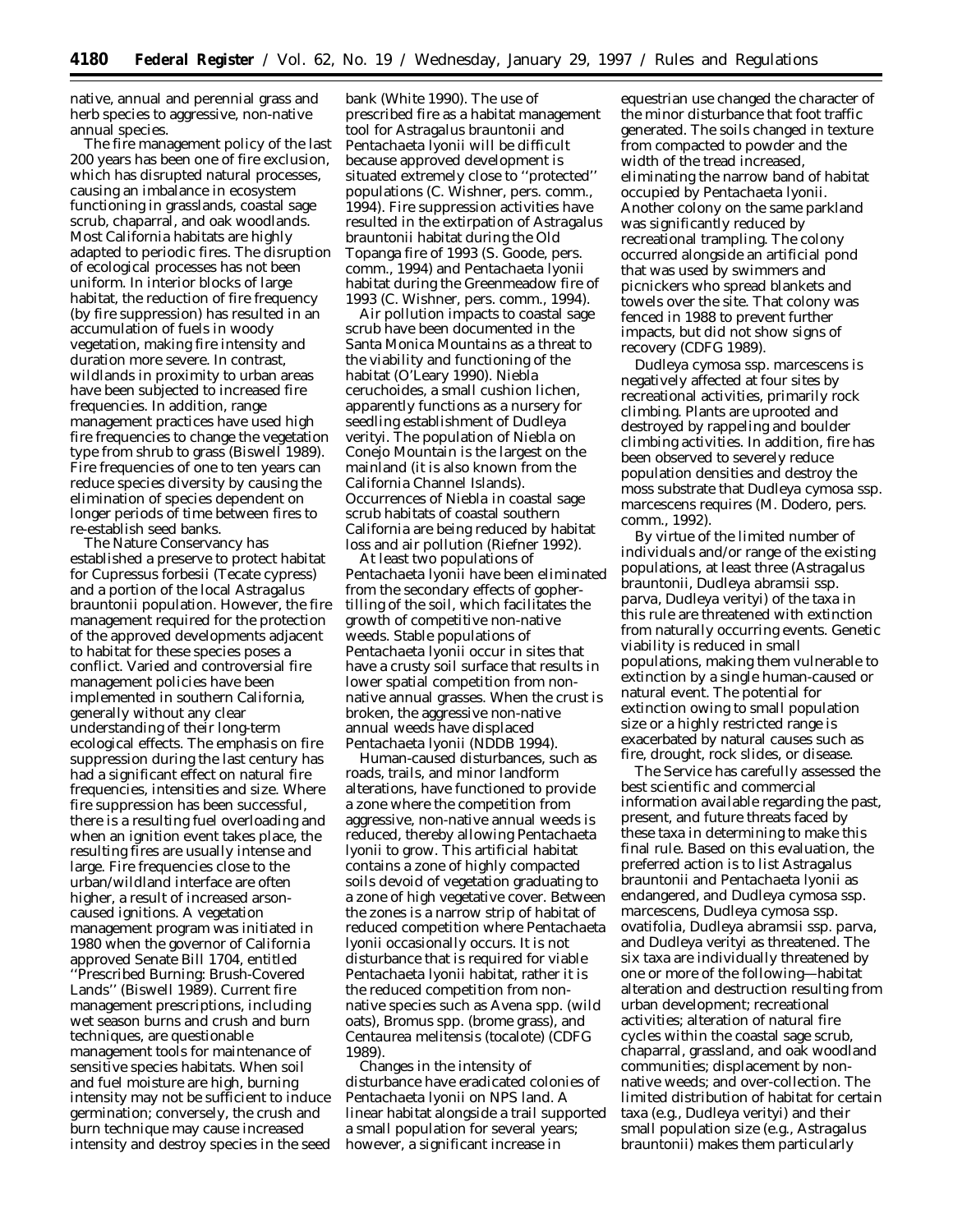native, annual and perennial grass and herb species to aggressive, non-native annual species.

The fire management policy of the last 200 years has been one of fire exclusion, which has disrupted natural processes, causing an imbalance in ecosystem functioning in grasslands, coastal sage scrub, chaparral, and oak woodlands. Most California habitats are highly adapted to periodic fires. The disruption of ecological processes has not been uniform. In interior blocks of large habitat, the reduction of fire frequency (by fire suppression) has resulted in an accumulation of fuels in woody vegetation, making fire intensity and duration more severe. In contrast, wildlands in proximity to urban areas have been subjected to increased fire frequencies. In addition, range management practices have used high fire frequencies to change the vegetation type from shrub to grass (Biswell 1989). Fire frequencies of one to ten years can reduce species diversity by causing the elimination of species dependent on longer periods of time between fires to re-establish seed banks.

The Nature Conservancy has established a preserve to protect habitat for *Cupressus forbesii* (Tecate cypress) and a portion of the local *Astragalus brauntonii* population. However, the fire management required for the protection of the approved developments adjacent to habitat for these species poses a conflict. Varied and controversial fire management policies have been implemented in southern California, generally without any clear understanding of their long-term ecological effects. The emphasis on fire suppression during the last century has had a significant effect on natural fire frequencies, intensities and size. Where fire suppression has been successful, there is a resulting fuel overloading and when an ignition event takes place, the resulting fires are usually intense and large. Fire frequencies close to the urban/wildland interface are often higher, a result of increased arson-caused ignitions. A vegetation management program was initiated in 1980 when the governor of California approved Senate Bill 1704, entitled ''Prescribed Burning: Brush-Covered Lands'' (Biswell 1989). Current fire management prescriptions, including wet season burns and crush and burn techniques, are questionable management tools for maintenance of sensitive species habitats. When soil and fuel moisture are high, burning intensity may not be sufficient to induce germination; conversely, the crush and burn technique may cause increased intensity and destroy species in the seed bank (White 1990). The use of prescribed fire as a habitat management tool for *Astragalus brauntonii* and *Pentachaeta lyonii* will be difficult because approved development is situated extremely close to ''protected'' populations (C. Wishner, pers. comm., 1994). Fire suppression activities have resulted in the extirpation of *Astragalus brauntonii* habitat during the Old Topanga fire of 1993 (S. Goode, pers. comm., 1994) and *Pentachaeta lyonii* habitat during the Greenmeadow fire of 1993 (C. Wishner, pers. comm., 1994).

Air pollution impacts to coastal sage scrub have been documented in the Santa Monica Mountains as a threat to the viability and functioning of the habitat (O'Leary 1990). *Niebla ceruchoides*, a small cushion lichen, apparently functions as a nursery for seedling establishment of *Dudleya verityi*. The population of *Niebla* on Conejo Mountain is the largest on the mainland (it is also known from the California Channel Islands). Occurrences of *Niebla* in coastal sage scrub habitats of coastal southern California are being reduced by habitat loss and air pollution (Riefner 1992).

At least two populations of *Pentachaeta lyonii* have been eliminated from the secondary effects of gopher-tilling of the soil, which facilitates the growth of competitive non-native weeds. Stable populations of *Pentachaeta lyonii* occur in sites that have a crusty soil surface that results in lower spatial competition from non-native annual grasses. When the crust is broken, the aggressive non-native annual weeds have displaced *Pentachaeta lyonii* (NDDB 1994).

Human-caused disturbances, such as roads, trails, and minor landform alterations, have functioned to provide a zone where the competition from aggressive, non-native annual weeds is reduced, thereby allowing *Pentachaeta lyonii* to grow. This artificial habitat contains a zone of highly compacted soils devoid of vegetation graduating to a zone of high vegetative cover. Between the zones is a narrow strip of habitat of reduced competition where *Pentachaeta lyonii* occasionally occurs. It is not disturbance that is required for viable *Pentachaeta lyonii* habitat, rather it is the reduced competition from non-native species such as *Avena* spp. (wild oats), *Bromus* spp. (brome grass), and *Centaurea melitensis* (tocalote) (CDFG 1989).

Changes in the intensity of disturbance have eradicated colonies of *Pentachaeta lyonii* on NPS land. A linear habitat alongside a trail supported a small population for several years; however, a significant increase in equestrian use changed the character of the minor disturbance that foot traffic generated. The soils changed in texture from compacted to powder and the width of the tread increased, eliminating the narrow band of habitat occupied by *Pentachaeta lyonii*. Another colony on the same parkland was significantly reduced by recreational trampling. The colony occurred alongside an artificial pond that was used by swimmers and picnickers who spread blankets and towels over the site. That colony was fenced in 1988 to prevent further impacts, but did not show signs of recovery (CDFG 1989).

*Dudleya cymosa* ssp. *marcescens* is negatively affected at four sites by recreational activities, primarily rock climbing. Plants are uprooted and destroyed by rappeling and boulder climbing activities. In addition, fire has been observed to severely reduce population densities and destroy the moss substrate that *Dudleya cymosa* ssp. *marcescens* requires (M. Dodero, pers. comm., 1992).

By virtue of the limited number of individuals and/or range of the existing populations, at least three (*Astragalus brauntonii*, *Dudleya abramsii* ssp. *parva*, *Dudleya verityi*) of the taxa in this rule are threatened with extinction from naturally occurring events. Genetic viability is reduced in small populations, making them vulnerable to extinction by a single human-caused or natural event. The potential for extinction owing to small population size or a highly restricted range is exacerbated by natural causes such as fire, drought, rock slides, or disease.

The Service has carefully assessed the best scientific and commercial information available regarding the past, present, and future threats faced by these taxa in determining to make this final rule. Based on this evaluation, the preferred action is to list *Astragalus brauntonii* and *Pentachaeta lyonii* as endangered, and *Dudleya cymosa* ssp. *marcescens*, *Dudleya cymosa* ssp. *ovatifolia*, *Dudleya abramsii* ssp. *parva*, and *Dudleya verityi* as threatened. The six taxa are individually threatened by one or more of the following—habitat alteration and destruction resulting from urban development; recreational activities; alteration of natural fire cycles within the coastal sage scrub, chaparral, grassland, and oak woodland communities; displacement by non-native weeds; and over-collection. The limited distribution of habitat for certain taxa (e.g., *Dudleya verityi*) and their small population size (e.g., *Astragalus brauntonii*) makes them particularly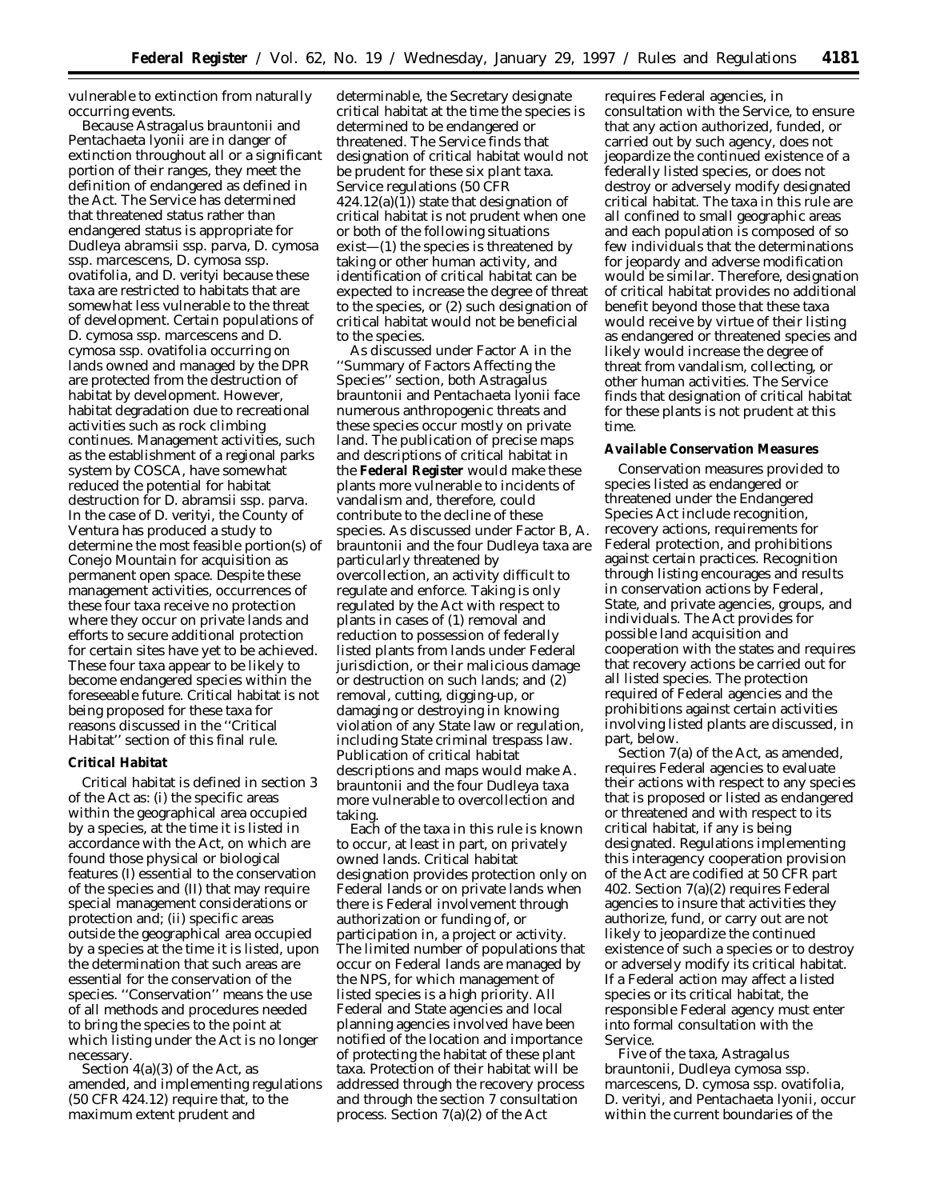vulnerable to extinction from naturally occurring events.

Because *Astragalus brauntonii* and *Pentachaeta lyonii* are in danger of extinction throughout all or a significant portion of their ranges, they meet the definition of endangered as defined in the Act. The Service has determined that threatened status rather than endangered status is appropriate for *Dudleya abramsii* ssp. *parva*, *D. cymosa* ssp. *marcescens*, *D. cymosa* ssp. *ovatifolia*, and *D. verityi* because these taxa are restricted to habitats that are somewhat less vulnerable to the threat of development. Certain populations of *D. cymosa* ssp. *marcescens* and *D. cymosa* ssp. *ovatifolia* occurring on lands owned and managed by the DPR are protected from the destruction of habitat by development. However, habitat degradation due to recreational activities such as rock climbing continues. Management activities, such as the establishment of a regional parks system by COSCA, have somewhat reduced the potential for habitat destruction for *D. abramsii* ssp. *parva*. In the case of *D. verityi*, the County of Ventura has produced a study to determine the most feasible portion(s) of Conejo Mountain for acquisition as permanent open space. Despite these management activities, occurrences of these four taxa receive no protection where they occur on private lands and efforts to secure additional protection for certain sites have yet to be achieved. These four taxa appear to be likely to become endangered species within the foreseeable future. Critical habitat is not being proposed for these taxa for reasons discussed in the ''Critical Habitat'' section of this final rule.

## Critical Habitat

Critical habitat is defined in section 3 of the Act as: (i) the specific areas within the geographical area occupied by a species, at the time it is listed in accordance with the Act, on which are found those physical or biological features (I) essential to the conservation of the species and (II) that may require special management considerations or protection and; (ii) specific areas outside the geographical area occupied by a species at the time it is listed, upon the determination that such areas are essential for the conservation of the species. ''Conservation'' means the use of all methods and procedures needed to bring the species to the point at which listing under the Act is no longer necessary.

Section 4(a)(3) of the Act, as amended, and implementing regulations (50 CFR 424.12) require that, to the maximum extent prudent and determinable, the Secretary designate critical habitat at the time the species is determined to be endangered or threatened. The Service finds that designation of critical habitat would not be prudent for these six plant taxa. Service regulations (50 CFR 424.12(a)(1)) state that designation of critical habitat is not prudent when one or both of the following situations exist—(1) the species is threatened by taking or other human activity, and identification of critical habitat can be expected to increase the degree of threat to the species, or (2) such designation of critical habitat would not be beneficial to the species.

As discussed under Factor A in the ''Summary of Factors Affecting the Species'' section, both *Astragalus brauntonii* and *Pentachaeta lyonii* face numerous anthropogenic threats and these species occur mostly on private land. The publication of precise maps and descriptions of critical habitat in the **Federal Register** would make these plants more vulnerable to incidents of vandalism and, therefore, could contribute to the decline of these species. As discussed under Factor B, *A. brauntonii* and the four *Dudleya* taxa are particularly threatened by overcollection, an activity difficult to regulate and enforce. Taking is only regulated by the Act with respect to plants in cases of (1) removal and reduction to possession of federally listed plants from lands under Federal jurisdiction, or their malicious damage or destruction on such lands; and (2) removal, cutting, digging-up, or damaging or destroying in knowing violation of any State law or regulation, including State criminal trespass law. Publication of critical habitat descriptions and maps would make *A. brauntonii* and the four *Dudleya* taxa more vulnerable to overcollection and taking.

Each of the taxa in this rule is known to occur, at least in part, on privately owned lands. Critical habitat designation provides protection only on Federal lands or on private lands when there is Federal involvement through authorization or funding of, or participation in, a project or activity. The limited number of populations that occur on Federal lands are managed by the NPS, for which management of listed species is a high priority. All Federal and State agencies and local planning agencies involved have been notified of the location and importance of protecting the habitat of these plant taxa. Protection of their habitat will be addressed through the recovery process and through the section 7 consultation process. Section 7(a)(2) of the Act requires Federal agencies, in consultation with the Service, to ensure that any action authorized, funded, or carried out by such agency, does not jeopardize the continued existence of a federally listed species, or does not destroy or adversely modify designated critical habitat. The taxa in this rule are all confined to small geographic areas and each population is composed of so few individuals that the determinations for jeopardy and adverse modification would be similar. Therefore, designation of critical habitat provides no additional benefit beyond those that these taxa would receive by virtue of their listing as endangered or threatened species and likely would increase the degree of threat from vandalism, collecting, or other human activities. The Service finds that designation of critical habitat for these plants is not prudent at this time.

## Available Conservation Measures

Conservation measures provided to species listed as endangered or threatened under the Endangered Species Act include recognition, recovery actions, requirements for Federal protection, and prohibitions against certain practices. Recognition through listing encourages and results in conservation actions by Federal, State, and private agencies, groups, and individuals. The Act provides for possible land acquisition and cooperation with the states and requires that recovery actions be carried out for all listed species. The protection required of Federal agencies and the prohibitions against certain activities involving listed plants are discussed, in part, below.

Section 7(a) of the Act, as amended, requires Federal agencies to evaluate their actions with respect to any species that is proposed or listed as endangered or threatened and with respect to its critical habitat, if any is being designated. Regulations implementing this interagency cooperation provision of the Act are codified at 50 CFR part 402. Section 7(a)(2) requires Federal agencies to insure that activities they authorize, fund, or carry out are not likely to jeopardize the continued existence of such a species or to destroy or adversely modify its critical habitat. If a Federal action may affect a listed species or its critical habitat, the responsible Federal agency must enter into formal consultation with the Service.

Five of the taxa, *Astragalus brauntonii*, *Dudleya cymosa* ssp. *marcescens*, *D. cymosa* ssp. *ovatifolia*, *D. verityi*, and *Pentachaeta lyonii*, occur within the current boundaries of the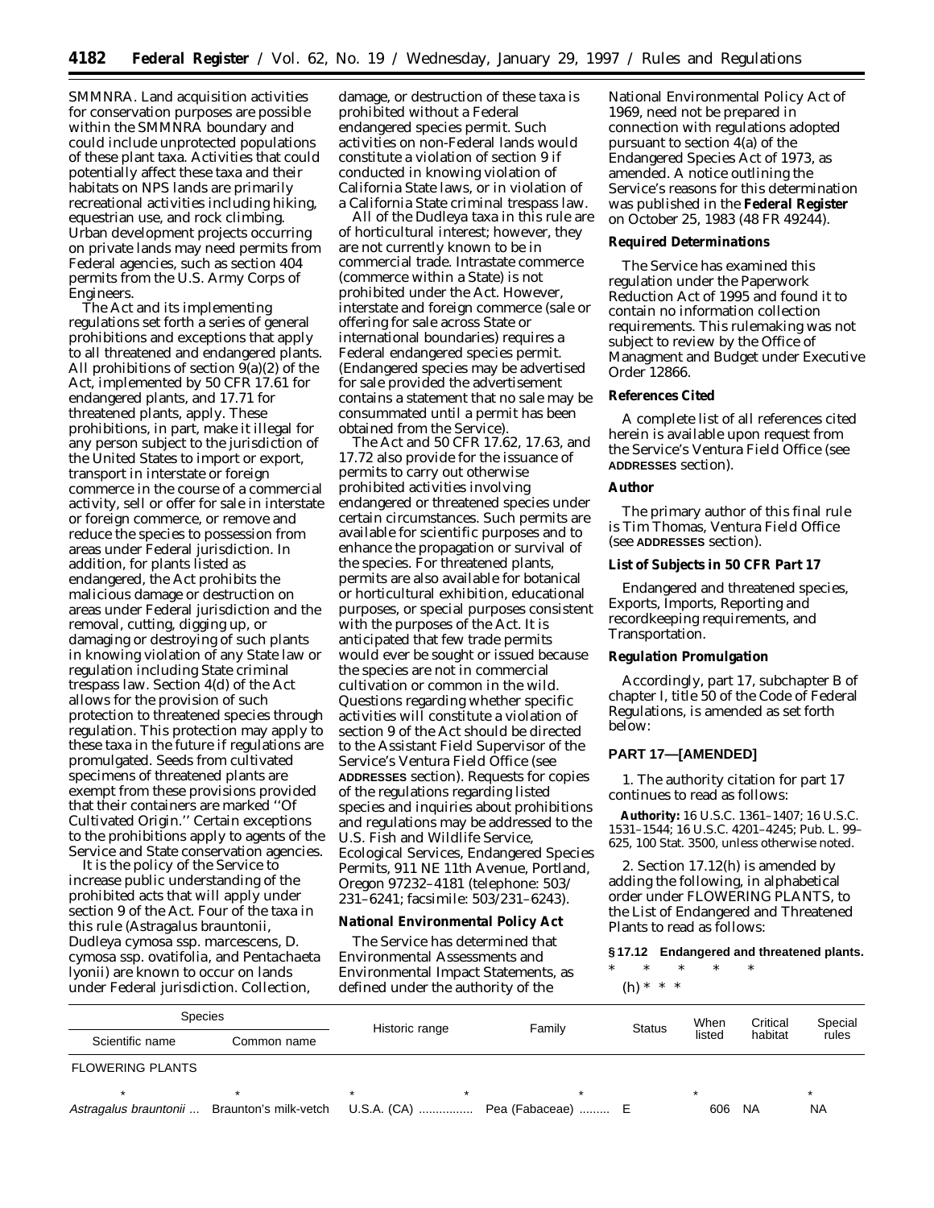SMMNRA. Land acquisition activities for conservation purposes are possible within the SMMNRA boundary and could include unprotected populations of these plant taxa. Activities that could potentially affect these taxa and their habitats on NPS lands are primarily recreational activities including hiking, equestrian use, and rock climbing. Urban development projects occurring on private lands may need permits from Federal agencies, such as section 404 permits from the U.S. Army Corps of Engineers.

The Act and its implementing regulations set forth a series of general prohibitions and exceptions that apply to all threatened and endangered plants. All prohibitions of section 9(a)(2) of the Act, implemented by 50 CFR 17.61 for endangered plants, and 17.71 for threatened plants, apply. These prohibitions, in part, make it illegal for any person subject to the jurisdiction of the United States to import or export, transport in interstate or foreign commerce in the course of a commercial activity, sell or offer for sale in interstate or foreign commerce, or remove and reduce the species to possession from areas under Federal jurisdiction. In addition, for plants listed as endangered, the Act prohibits the malicious damage or destruction on areas under Federal jurisdiction and the removal, cutting, digging up, or damaging or destroying of such plants in knowing violation of any State law or regulation including State criminal trespass law. Section 4(d) of the Act allows for the provision of such protection to threatened species through regulation. This protection may apply to these taxa in the future if regulations are promulgated. Seeds from cultivated specimens of threatened plants are exempt from these provisions provided that their containers are marked ''Of Cultivated Origin.'' Certain exceptions to the prohibitions apply to agents of the Service and State conservation agencies.

It is the policy of the Service to increase public understanding of the prohibited acts that will apply under section 9 of the Act. Four of the taxa in this rule (*Astragalus brauntonii*, *Dudleya cymosa* ssp. *marcescens*, *D. cymosa* ssp. *ovatifolia*, and *Pentachaeta lyonii*) are known to occur on lands under Federal jurisdiction. Collection, damage, or destruction of these taxa is prohibited without a Federal endangered species permit. Such activities on non-Federal lands would constitute a violation of section 9 if conducted in knowing violation of California State laws, or in violation of a California State criminal trespass law.

All of the *Dudleya* taxa in this rule are of horticultural interest; however, they are not currently known to be in commercial trade. Intrastate commerce (commerce within a State) is not prohibited under the Act. However, interstate and foreign commerce (sale or offering for sale across State or international boundaries) requires a Federal endangered species permit. (Endangered species may be advertised for sale provided the advertisement contains a statement that no sale may be consummated until a permit has been obtained from the Service).

The Act and 50 CFR 17.62, 17.63, and 17.72 also provide for the issuance of permits to carry out otherwise prohibited activities involving endangered or threatened species under certain circumstances. Such permits are available for scientific purposes and to enhance the propagation or survival of the species. For threatened plants, permits are also available for botanical or horticultural exhibition, educational purposes, or special purposes consistent with the purposes of the Act. It is anticipated that few trade permits would ever be sought or issued because the species are not in commercial cultivation or common in the wild. Questions regarding whether specific activities will constitute a violation of section 9 of the Act should be directed to the Assistant Field Supervisor of the Service's Ventura Field Office (see **ADDRESSES** section). Requests for copies of the regulations regarding listed species and inquiries about prohibitions and regulations may be addressed to the U.S. Fish and Wildlife Service, Ecological Services, Endangered Species Permits, 911 NE 11th Avenue, Portland, Oregon 97232–4181 (telephone: 503/231–6241; facsimile: 503/231–6243).

### National Environmental Policy Act

The Service has determined that Environmental Assessments and Environmental Impact Statements, as defined under the authority of the National Environmental Policy Act of 1969, need not be prepared in connection with regulations adopted pursuant to section 4(a) of the Endangered Species Act of 1973, as amended. A notice outlining the Service's reasons for this determination was published in the **Federal Register** on October 25, 1983 (48 FR 49244).

### Required Determinations

The Service has examined this regulation under the Paperwork Reduction Act of 1995 and found it to contain no information collection requirements. This rulemaking was not subject to review by the Office of Managment and Budget under Executive Order 12866.

### References Cited

A complete list of all references cited herein is available upon request from the Service's Ventura Field Office (see **ADDRESSES** section).

### Author

The primary author of this final rule is Tim Thomas, Ventura Field Office (see **ADDRESSES** section).

### List of Subjects in 50 CFR Part 17

Endangered and threatened species, Exports, Imports, Reporting and recordkeeping requirements, and Transportation.

### Regulation Promulgation

Accordingly, part 17, subchapter B of chapter I, title 50 of the Code of Federal Regulations, is amended as set forth below:

## PART 17—[AMENDED]

1. The authority citation for part 17 continues to read as follows:

**Authority:** 16 U.S.C. 1361–1407; 16 U.S.C. 1531–1544; 16 U.S.C. 4201–4245; Pub. L. 99–625, 100 Stat. 3500, unless otherwise noted.

2. Section 17.12(h) is amended by adding the following, in alphabetical order under FLOWERING PLANTS, to the List of Endangered and Threatened Plants to read as follows:

**§ 17.12 Endangered and threatened plants.**

\* \* \* \* \*

(h) \* \* \*

| Species | | Historic range | Family | Status | When listed | Critical habitat | Special rules |
|---|---|---|---|---|---|---|---|
| Scientific name | Common name | | | | | | |
| FLOWERING PLANTS | | | | | | | |
| * | * | * | * | * | * | | * |
| *Astragalus brauntonii* | Braunton's milk-vetch | U.S.A. (CA) | Pea (Fabaceae) | E | 606 | NA | NA |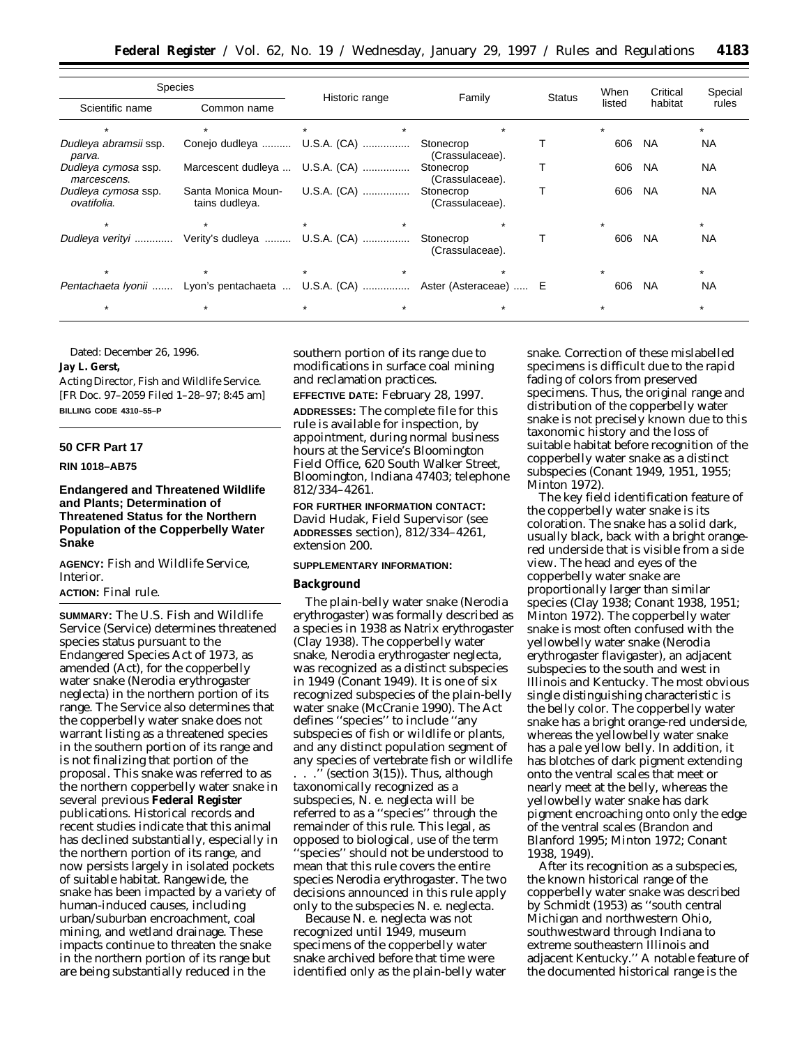| Species | | Historic range | Family | Status | When listed | Critical habitat | Special rules |
|---|---|---|---|---|---|---|---|
| Scientific name | Common name | | | | | | |
| * | * | * * | * | | * | | * |
| *Dudleya abramsii* ssp. *parva.* | Conejo dudleya | U.S.A. (CA) | Stonecrop (Crassulaceae). | T | 606 | NA | NA |
| *Dudleya cymosa* ssp. *marcescens.* | Marcescent dudleya | U.S.A. (CA) | Stonecrop (Crassulaceae). | T | 606 | NA | NA |
| *Dudleya cymosa* ssp. *ovatifolia.* | Santa Monica Mountains dudleya. | U.S.A. (CA) | Stonecrop (Crassulaceae). | T | 606 | NA | NA |
| * | * | * * | * | | * | | * |
| *Dudleya verityi* | Verity's dudleya | U.S.A. (CA) | Stonecrop (Crassulaceae). | T | 606 | NA | NA |
| * | * | * * | * | | * | | * |
| *Pentachaeta lyonii* | Lyon's pentachaeta | U.S.A. (CA) | Aster (Asteraceae) | E | 606 | NA | NA |
| * | * | * * | * | | * | | * |

Dated: December 26, 1996.

**Jay L. Gerst,**

*Acting Director, Fish and Wildlife Service.*

[FR Doc. 97–2059 Filed 1–28–97; 8:45 am]

**BILLING CODE 4310–55–P**

---

## 50 CFR Part 17

**RIN 1018–AB75**

### Endangered and Threatened Wildlife and Plants; Determination of Threatened Status for the Northern Population of the Copperbelly Water Snake

**AGENCY:** Fish and Wildlife Service, Interior.

**ACTION:** Final rule.

**SUMMARY:** The U.S. Fish and Wildlife Service (Service) determines threatened species status pursuant to the Endangered Species Act of 1973, as amended (Act), for the copperbelly water snake (*Nerodia erythrogaster neglecta*) in the northern portion of its range. The Service also determines that the copperbelly water snake does not warrant listing as a threatened species in the southern portion of its range and is not finalizing that portion of the proposal. This snake was referred to as the northern copperbelly water snake in several previous **Federal Register** publications. Historical records and recent studies indicate that this animal has declined substantially, especially in the northern portion of its range, and now persists largely in isolated pockets of suitable habitat. Rangewide, the snake has been impacted by a variety of human-induced causes, including urban/suburban encroachment, coal mining, and wetland drainage. These impacts continue to threaten the snake in the northern portion of its range but are being substantially reduced in the southern portion of its range due to modifications in surface coal mining and reclamation practices.

**EFFECTIVE DATE:** February 28, 1997.

**ADDRESSES:** The complete file for this rule is available for inspection, by appointment, during normal business hours at the Service's Bloomington Field Office, 620 South Walker Street, Bloomington, Indiana 47403; telephone 812/334–4261.

**FOR FURTHER INFORMATION CONTACT:** David Hudak, Field Supervisor (see **ADDRESSES** section), 812/334–4261, extension 200.

**SUPPLEMENTARY INFORMATION:**

**Background**

The plain-belly water snake (*Nerodia erythrogaster*) was formally described as a species in 1938 as *Natrix erythrogaster* (Clay 1938). The copperbelly water snake, *Nerodia erythrogaster neglecta*, was recognized as a distinct subspecies in 1949 (Conant 1949). It is one of six recognized subspecies of the plain-belly water snake (McCranie 1990). The Act defines "species" to include "any subspecies of fish or wildlife or plants, and any distinct population segment of any species of vertebrate fish or wildlife . . ." (section 3(15)). Thus, although taxonomically recognized as a subspecies, *N. e. neglecta* will be referred to as a "species" through the remainder of this rule. This legal, as opposed to biological, use of the term "species" should not be understood to mean that this rule covers the entire species *Nerodia erythrogaster*. The two decisions announced in this rule apply only to the subspecies *N. e. neglecta*.

Because *N. e. neglecta* was not recognized until 1949, museum specimens of the copperbelly water snake archived before that time were identified only as the plain-belly water snake. Correction of these mislabelled specimens is difficult due to the rapid fading of colors from preserved specimens. Thus, the original range and distribution of the copperbelly water snake is not precisely known due to this taxonomic history and the loss of suitable habitat before recognition of the copperbelly water snake as a distinct subspecies (Conant 1949, 1951, 1955; Minton 1972).

The key field identification feature of the copperbelly water snake is its coloration. The snake has a solid dark, usually black, back with a bright orange-red underside that is visible from a side view. The head and eyes of the copperbelly water snake are proportionally larger than similar species (Clay 1938; Conant 1938, 1951; Minton 1972). The copperbelly water snake is most often confused with the yellowbelly water snake (*Nerodia erythrogaster flavigaster*), an adjacent subspecies to the south and west in Illinois and Kentucky. The most obvious single distinguishing characteristic is the belly color. The copperbelly water snake has a bright orange-red underside, whereas the yellowbelly water snake has a pale yellow belly. In addition, it has blotches of dark pigment extending onto the ventral scales that meet or nearly meet at the belly, whereas the yellowbelly water snake has dark pigment encroaching onto only the edge of the ventral scales (Brandon and Blanford 1995; Minton 1972; Conant 1938, 1949).

After its recognition as a subspecies, the known historical range of the copperbelly water snake was described by Schmidt (1953) as "south central Michigan and northwestern Ohio, southwestward through Indiana to extreme southeastern Illinois and adjacent Kentucky." A notable feature of the documented historical range is the